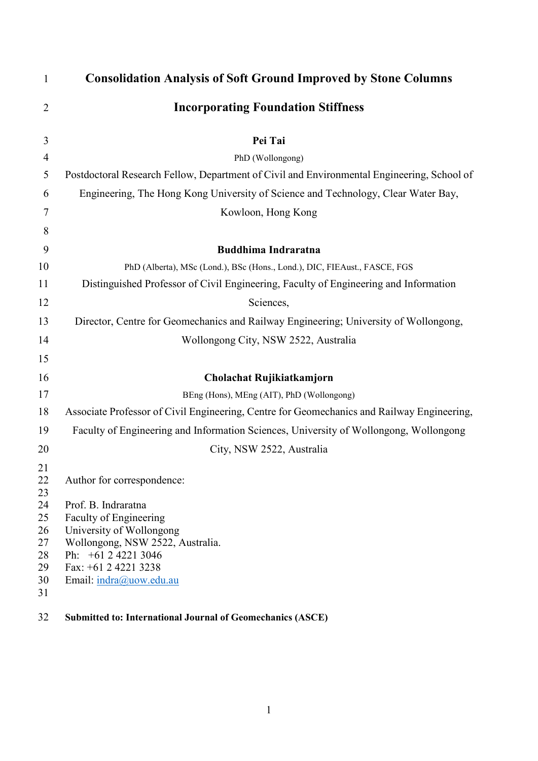# Consolidation Analysis of Soft Ground Improved by Stone Columns Incorporating Foundation Stiffness

**Pei Tai**

PhD (Wollongong)

Postdoctoral Research Fellow, Department of Civil and Environmental Engineering, School of Engineering, The Hong Kong University of Science and Technology, Clear Water Bay, Kowloon, Hong Kong

**Buddhima Indraratna**

PhD (Alberta), MSc (Lond.), BSc (Hons., Lond.), DIC, FIEAust., FASCE, FGS

Distinguished Professor of Civil Engineering, Faculty of Engineering and Information Sciences,

Director, Centre for Geomechanics and Railway Engineering; University of Wollongong, Wollongong City, NSW 2522, Australia

**Cholachat Rujikiatkamjorn**

BEng (Hons), MEng (AIT), PhD (Wollongong)

Associate Professor of Civil Engineering, Centre for Geomechanics and Railway Engineering, Faculty of Engineering and Information Sciences, University of Wollongong, Wollongong City, NSW 2522, Australia

Author for correspondence:

Prof. B. Indraratna
Faculty of Engineering
University of Wollongong
Wollongong, NSW 2522, Australia.
Ph: +61 2 4221 3046
Fax: +61 2 4221 3238
Email: indra@uow.edu.au

**Submitted to: International Journal of Geomechanics (ASCE)**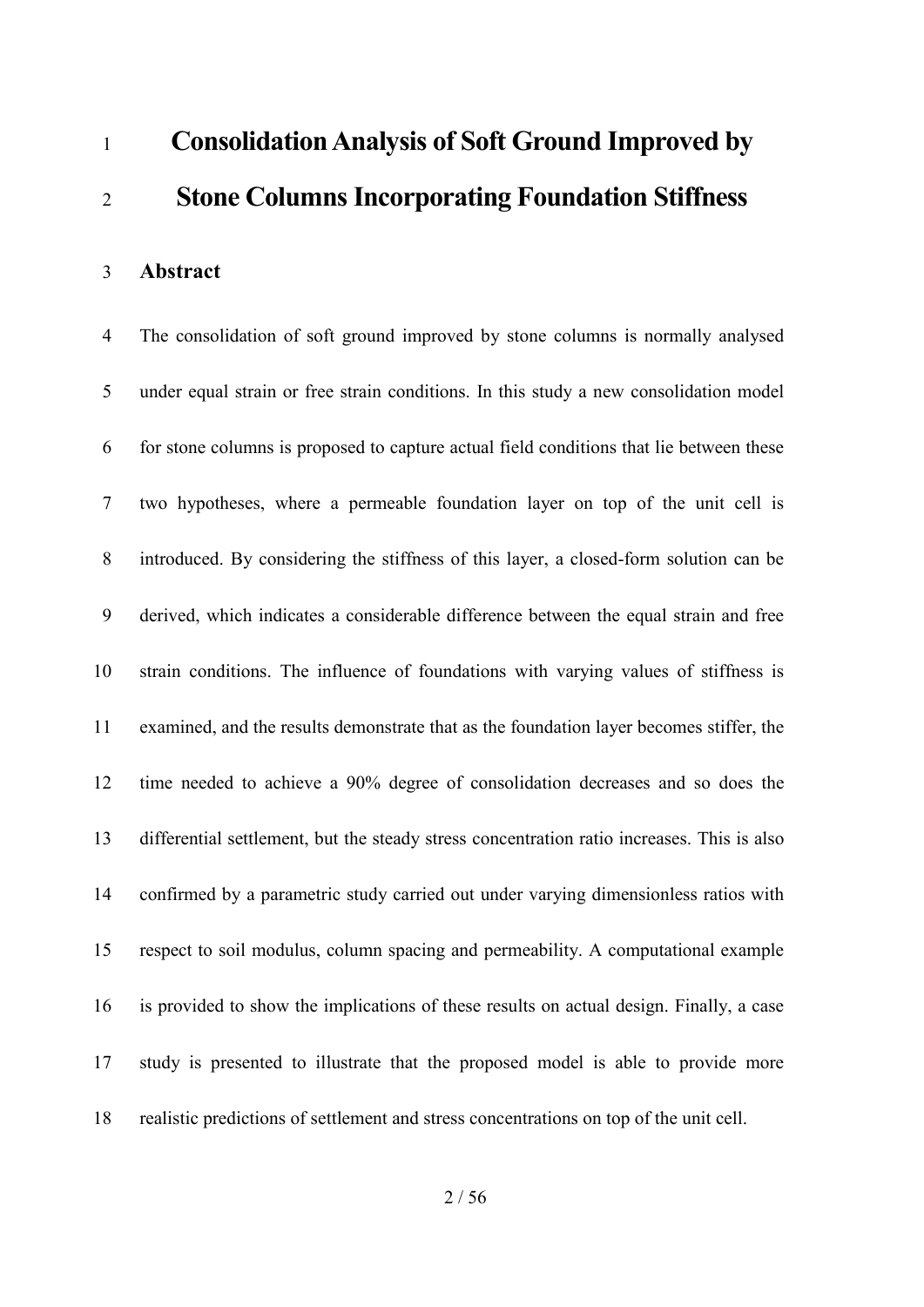# Consolidation Analysis of Soft Ground Improved by Stone Columns Incorporating Foundation Stiffness

## Abstract

The consolidation of soft ground improved by stone columns is normally analysed under equal strain or free strain conditions. In this study a new consolidation model for stone columns is proposed to capture actual field conditions that lie between these two hypotheses, where a permeable foundation layer on top of the unit cell is introduced. By considering the stiffness of this layer, a closed-form solution can be derived, which indicates a considerable difference between the equal strain and free strain conditions. The influence of foundations with varying values of stiffness is examined, and the results demonstrate that as the foundation layer becomes stiffer, the time needed to achieve a 90% degree of consolidation decreases and so does the differential settlement, but the steady stress concentration ratio increases. This is also confirmed by a parametric study carried out under varying dimensionless ratios with respect to soil modulus, column spacing and permeability. A computational example is provided to show the implications of these results on actual design. Finally, a case study is presented to illustrate that the proposed model is able to provide more realistic predictions of settlement and stress concentrations on top of the unit cell.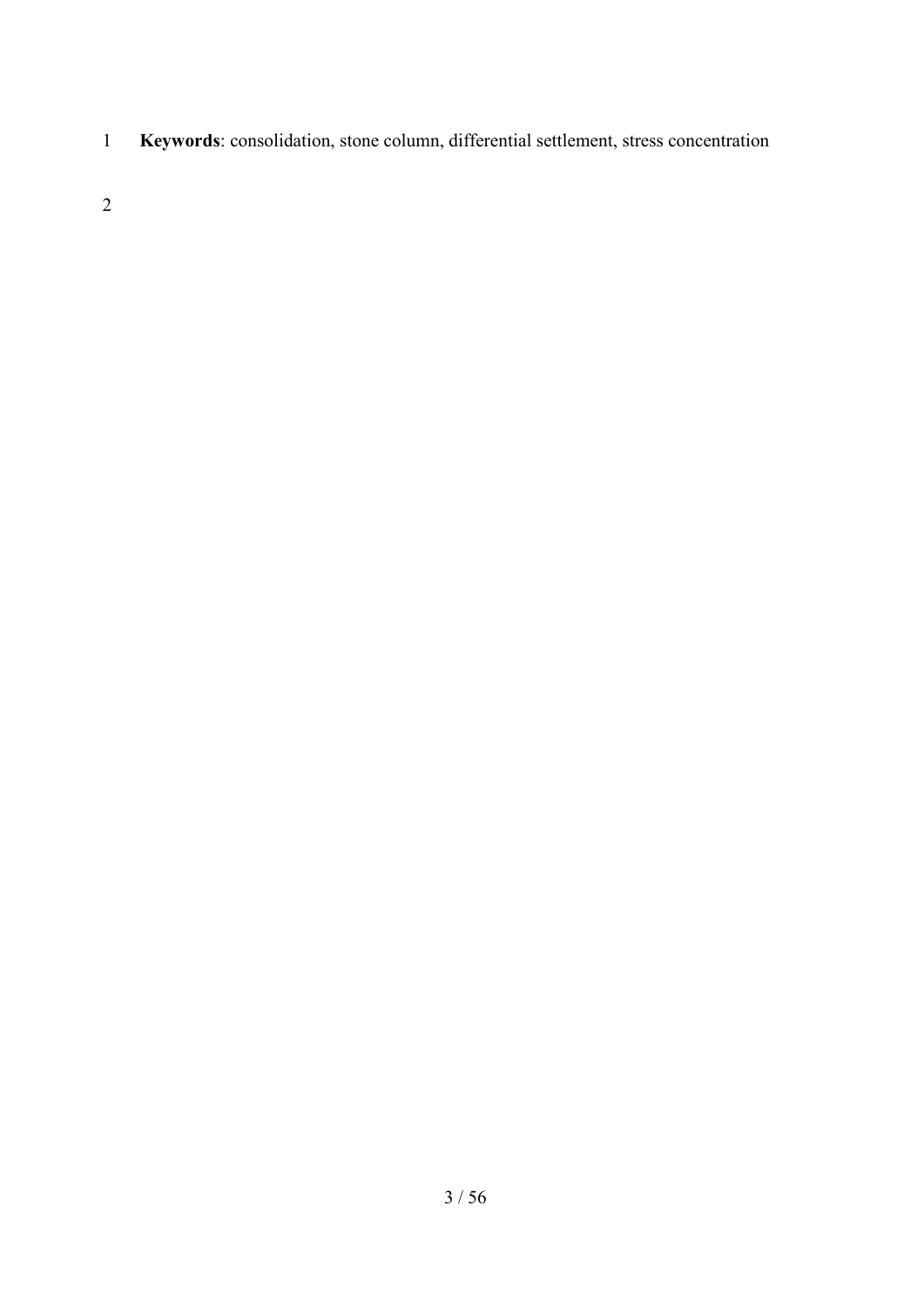**Keywords**: consolidation, stone column, differential settlement, stress concentration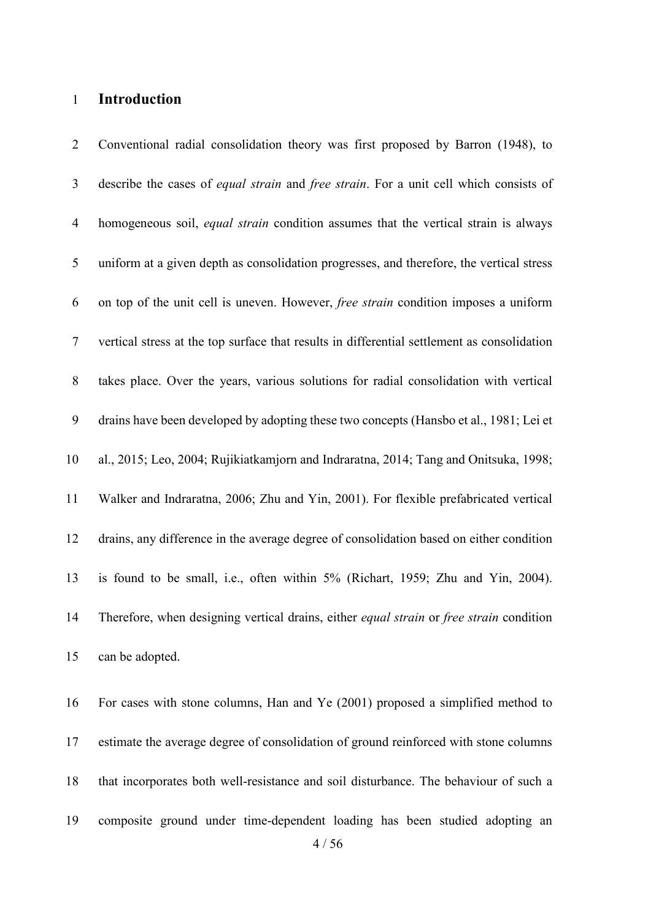# Introduction

Conventional radial consolidation theory was first proposed by Barron (1948), to describe the cases of *equal strain* and *free strain*. For a unit cell which consists of homogeneous soil, *equal strain* condition assumes that the vertical strain is always uniform at a given depth as consolidation progresses, and therefore, the vertical stress on top of the unit cell is uneven. However, *free strain* condition imposes a uniform vertical stress at the top surface that results in differential settlement as consolidation takes place. Over the years, various solutions for radial consolidation with vertical drains have been developed by adopting these two concepts (Hansbo et al., 1981; Lei et al., 2015; Leo, 2004; Rujikiatkamjorn and Indraratna, 2014; Tang and Onitsuka, 1998; Walker and Indraratna, 2006; Zhu and Yin, 2001). For flexible prefabricated vertical drains, any difference in the average degree of consolidation based on either condition is found to be small, i.e., often within 5% (Richart, 1959; Zhu and Yin, 2004). Therefore, when designing vertical drains, either *equal strain* or *free strain* condition can be adopted.

For cases with stone columns, Han and Ye (2001) proposed a simplified method to estimate the average degree of consolidation of ground reinforced with stone columns that incorporates both well-resistance and soil disturbance. The behaviour of such a composite ground under time-dependent loading has been studied adopting an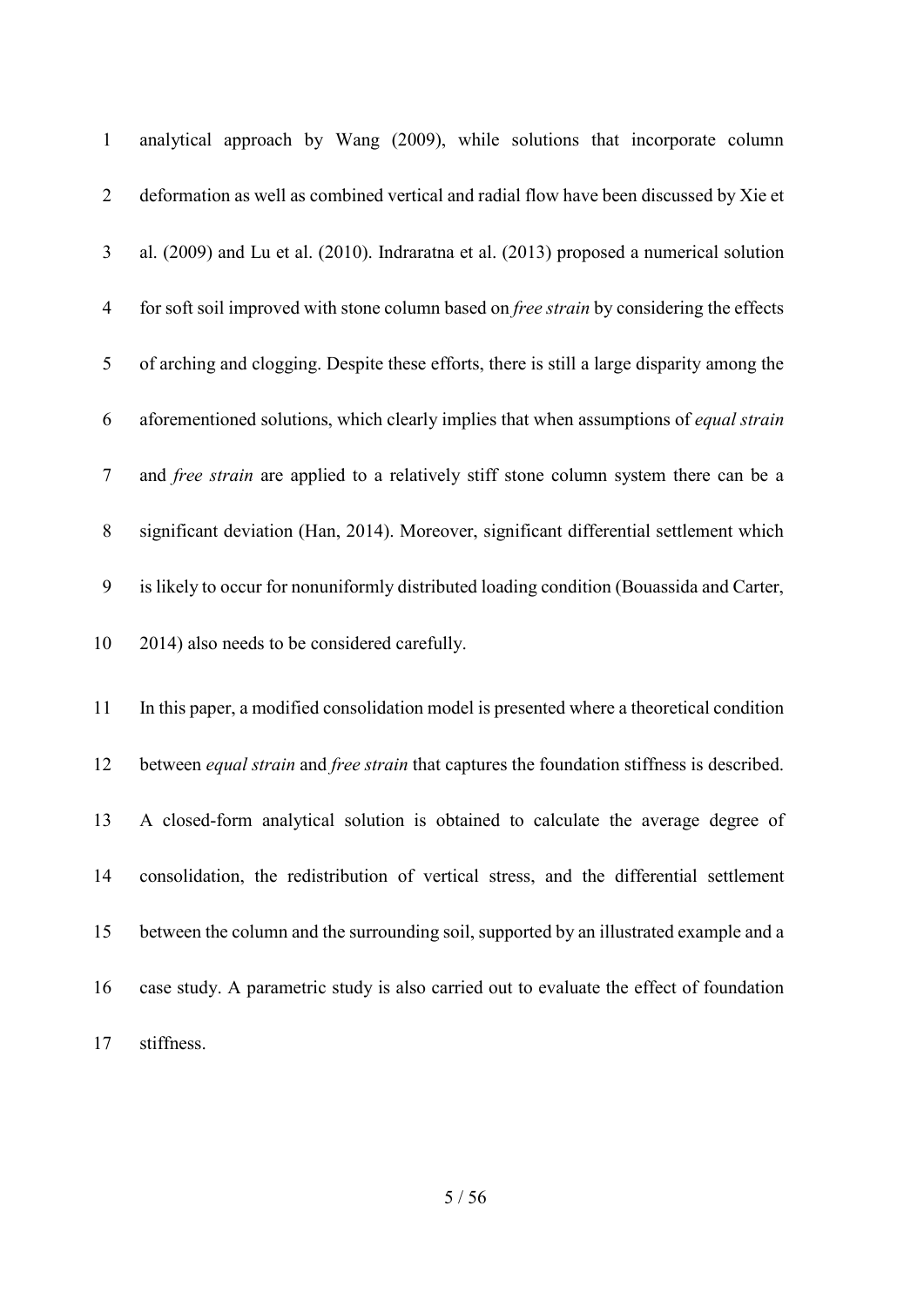analytical approach by Wang (2009), while solutions that incorporate column deformation as well as combined vertical and radial flow have been discussed by Xie et al. (2009) and Lu et al. (2010). Indraratna et al. (2013) proposed a numerical solution for soft soil improved with stone column based on *free strain* by considering the effects of arching and clogging. Despite these efforts, there is still a large disparity among the aforementioned solutions, which clearly implies that when assumptions of *equal strain* and *free strain* are applied to a relatively stiff stone column system there can be a significant deviation (Han, 2014). Moreover, significant differential settlement which is likely to occur for nonuniformly distributed loading condition (Bouassida and Carter, 2014) also needs to be considered carefully.

In this paper, a modified consolidation model is presented where a theoretical condition between *equal strain* and *free strain* that captures the foundation stiffness is described. A closed-form analytical solution is obtained to calculate the average degree of consolidation, the redistribution of vertical stress, and the differential settlement between the column and the surrounding soil, supported by an illustrated example and a case study. A parametric study is also carried out to evaluate the effect of foundation stiffness.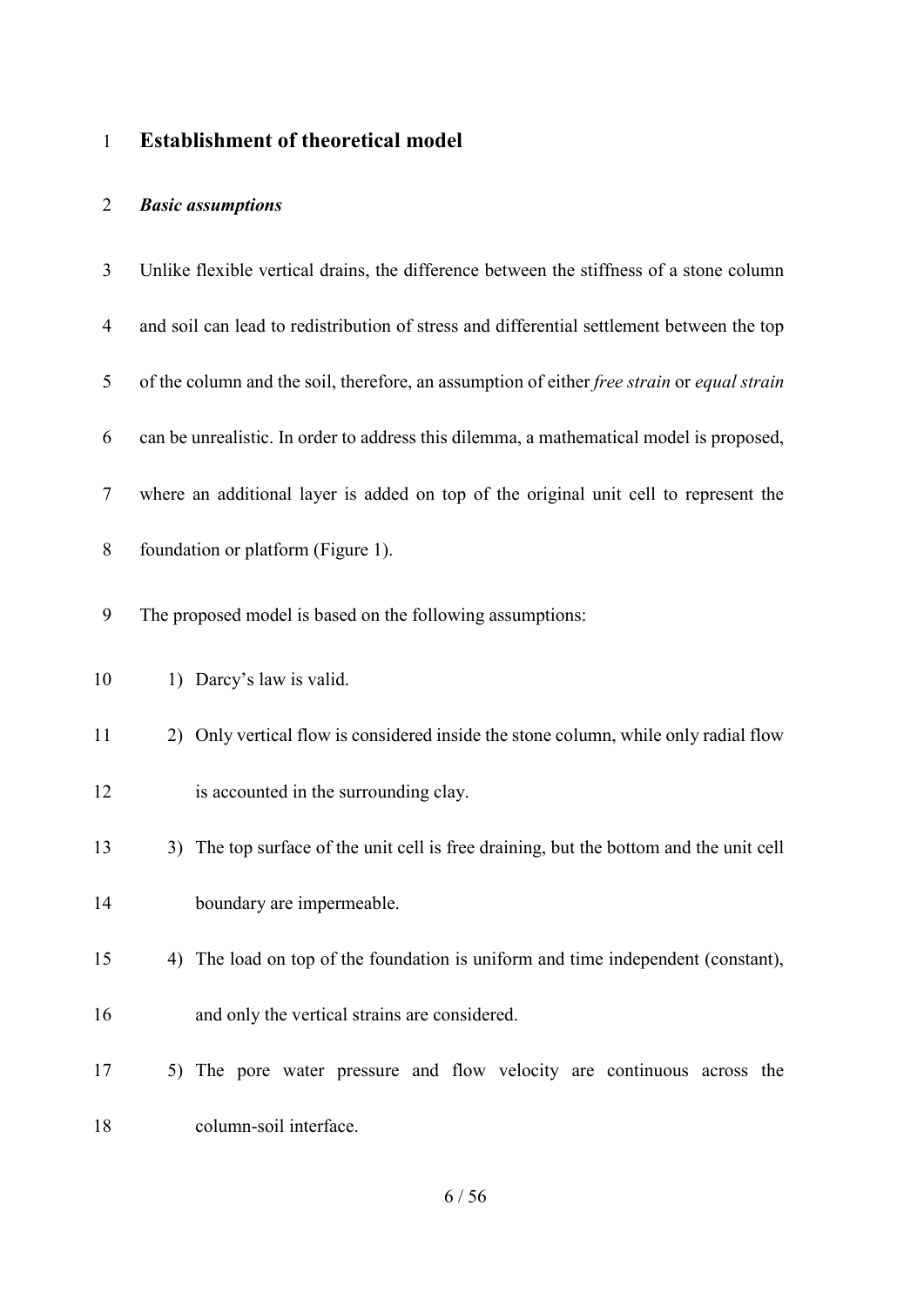## Establishment of theoretical model

### *Basic assumptions*

Unlike flexible vertical drains, the difference between the stiffness of a stone column and soil can lead to redistribution of stress and differential settlement between the top of the column and the soil, therefore, an assumption of either *free strain* or *equal strain* can be unrealistic. In order to address this dilemma, a mathematical model is proposed, where an additional layer is added on top of the original unit cell to represent the foundation or platform (Figure 1).

The proposed model is based on the following assumptions:

1) Darcy's law is valid.
2) Only vertical flow is considered inside the stone column, while only radial flow is accounted in the surrounding clay.
3) The top surface of the unit cell is free draining, but the bottom and the unit cell boundary are impermeable.
4) The load on top of the foundation is uniform and time independent (constant), and only the vertical strains are considered.
5) The pore water pressure and flow velocity are continuous across the column-soil interface.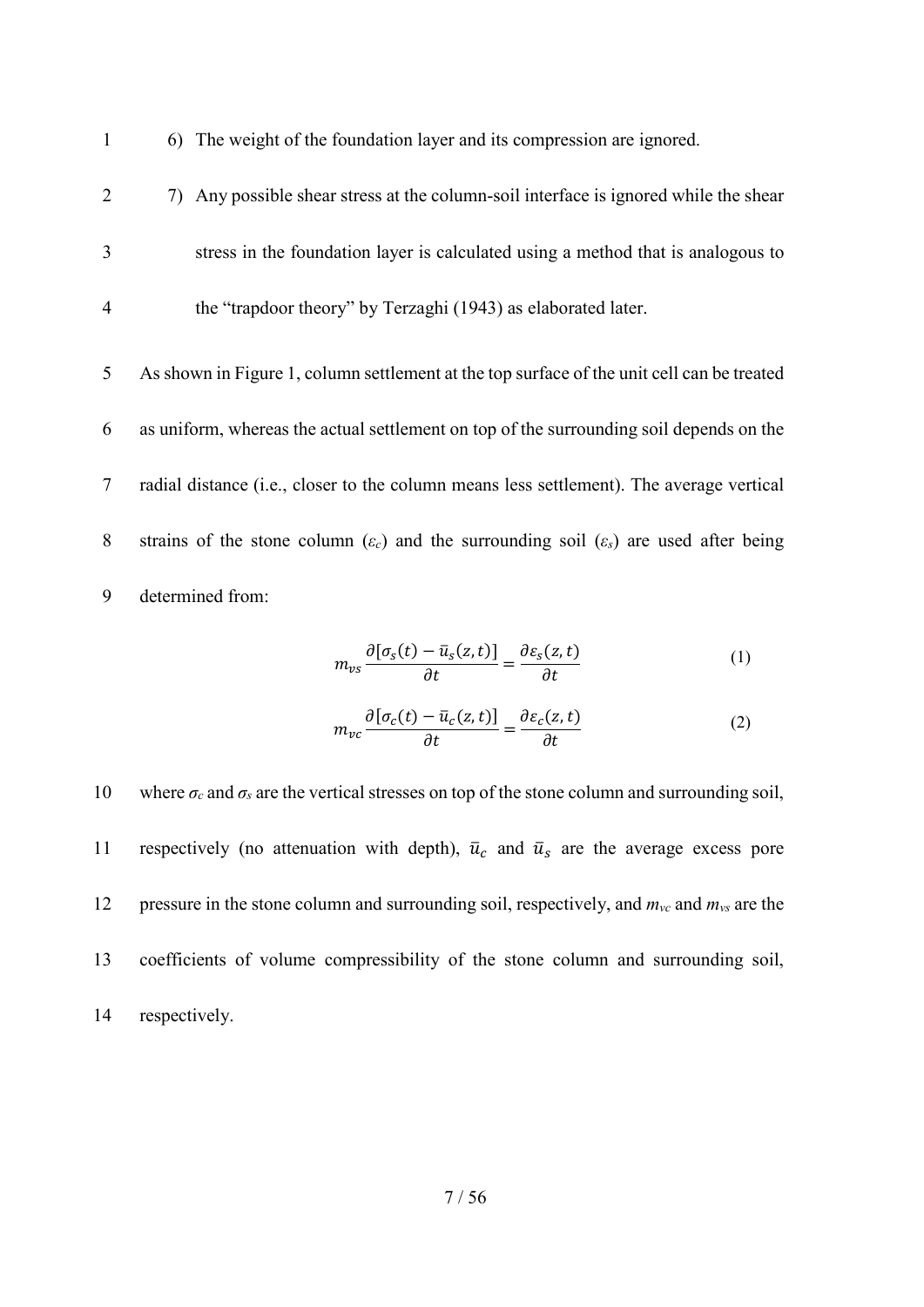6) The weight of the foundation layer and its compression are ignored.
7) Any possible shear stress at the column-soil interface is ignored while the shear stress in the foundation layer is calculated using a method that is analogous to the "trapdoor theory" by Terzaghi (1943) as elaborated later.

As shown in Figure 1, column settlement at the top surface of the unit cell can be treated as uniform, whereas the actual settlement on top of the surrounding soil depends on the radial distance (i.e., closer to the column means less settlement). The average vertical strains of the stone column ($\varepsilon_c$) and the surrounding soil ($\varepsilon_s$) are used after being determined from:

$$m_{vs} \frac{\partial[\sigma_s(t) - \bar{u}_s(z,t)]}{\partial t} = \frac{\partial \varepsilon_s(z,t)}{\partial t} \tag{1}$$

$$m_{vc} \frac{\partial[\sigma_c(t) - \bar{u}_c(z,t)]}{\partial t} = \frac{\partial \varepsilon_c(z,t)}{\partial t} \tag{2}$$

where $\sigma_c$ and $\sigma_s$ are the vertical stresses on top of the stone column and surrounding soil, respectively (no attenuation with depth), $\bar{u}_c$ and $\bar{u}_s$ are the average excess pore pressure in the stone column and surrounding soil, respectively, and $m_{vc}$ and $m_{vs}$ are the coefficients of volume compressibility of the stone column and surrounding soil, respectively.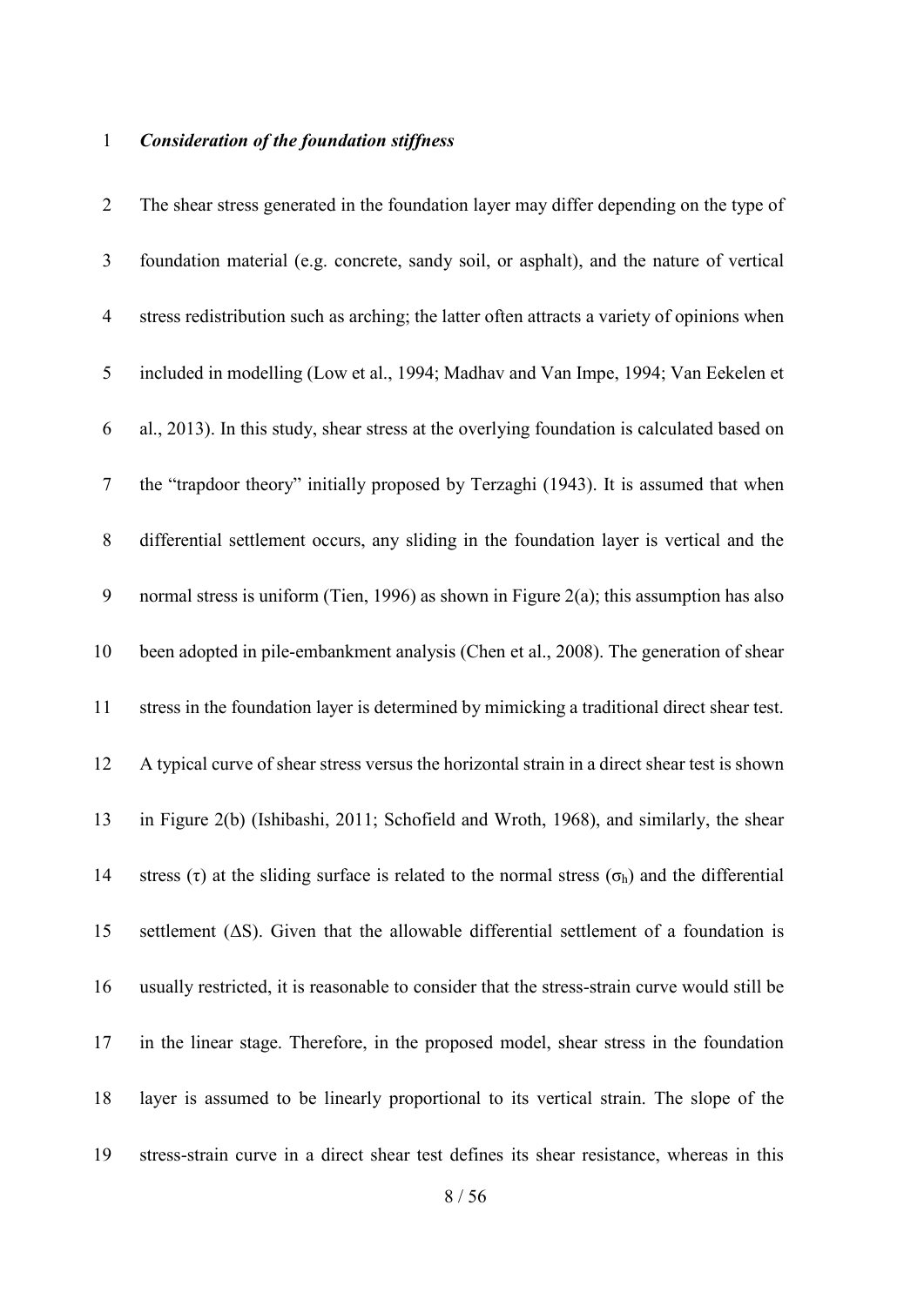***Consideration of the foundation stiffness***

The shear stress generated in the foundation layer may differ depending on the type of foundation material (e.g. concrete, sandy soil, or asphalt), and the nature of vertical stress redistribution such as arching; the latter often attracts a variety of opinions when included in modelling (Low et al., 1994; Madhav and Van Impe, 1994; Van Eekelen et al., 2013). In this study, shear stress at the overlying foundation is calculated based on the "trapdoor theory" initially proposed by Terzaghi (1943). It is assumed that when differential settlement occurs, any sliding in the foundation layer is vertical and the normal stress is uniform (Tien, 1996) as shown in Figure 2(a); this assumption has also been adopted in pile-embankment analysis (Chen et al., 2008). The generation of shear stress in the foundation layer is determined by mimicking a traditional direct shear test. A typical curve of shear stress versus the horizontal strain in a direct shear test is shown in Figure 2(b) (Ishibashi, 2011; Schofield and Wroth, 1968), and similarly, the shear stress ($\tau$) at the sliding surface is related to the normal stress ($\sigma_h$) and the differential settlement ($\Delta S$). Given that the allowable differential settlement of a foundation is usually restricted, it is reasonable to consider that the stress-strain curve would still be in the linear stage. Therefore, in the proposed model, shear stress in the foundation layer is assumed to be linearly proportional to its vertical strain. The slope of the stress-strain curve in a direct shear test defines its shear resistance, whereas in this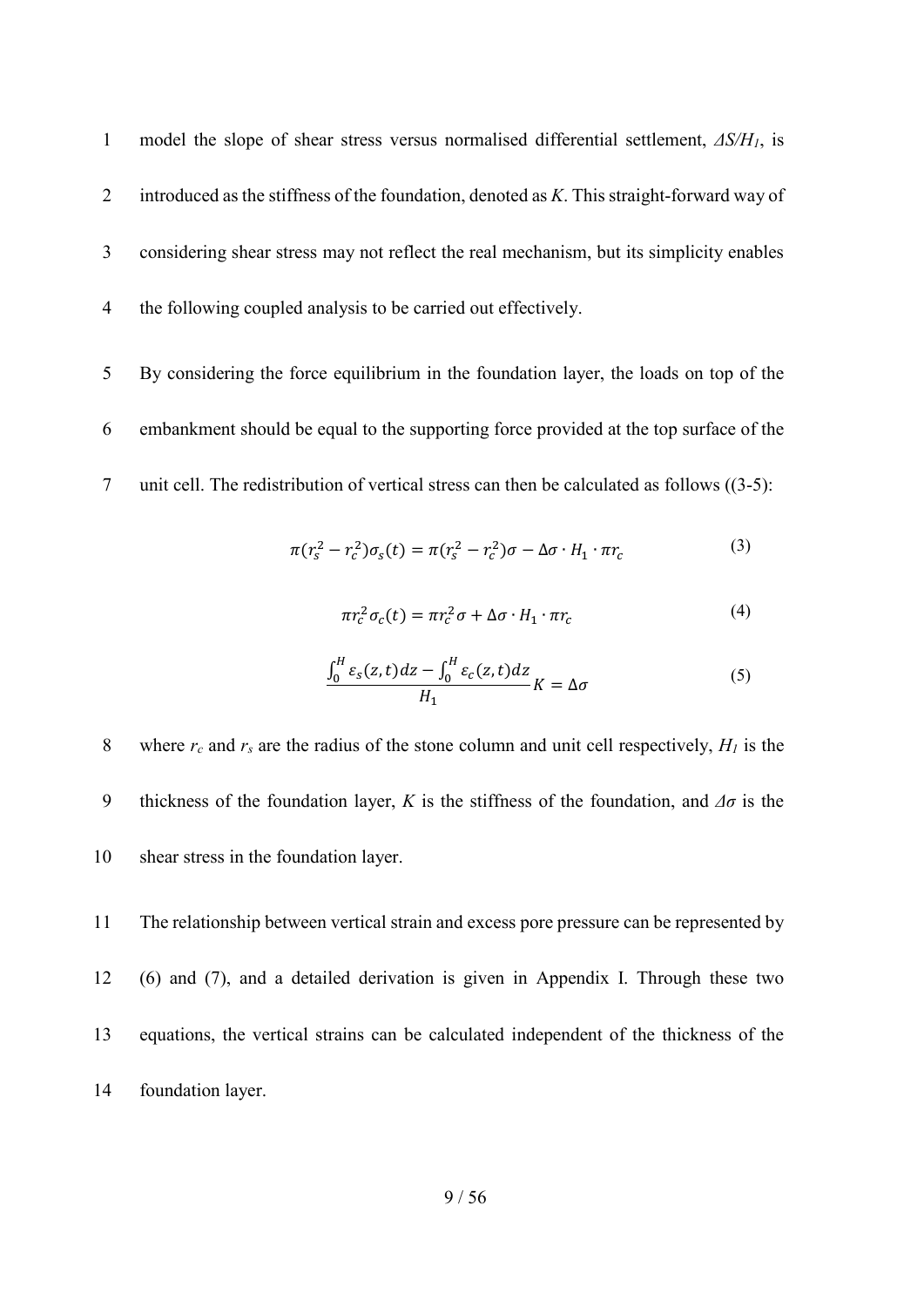model the slope of shear stress versus normalised differential settlement, $\Delta S/H_1$, is introduced as the stiffness of the foundation, denoted as $K$. This straight-forward way of considering shear stress may not reflect the real mechanism, but its simplicity enables the following coupled analysis to be carried out effectively.

By considering the force equilibrium in the foundation layer, the loads on top of the embankment should be equal to the supporting force provided at the top surface of the unit cell. The redistribution of vertical stress can then be calculated as follows ((3-5):

$$\pi(r_s^2 - r_c^2)\sigma_s(t) = \pi(r_s^2 - r_c^2)\sigma - \Delta\sigma \cdot H_1 \cdot \pi r_c \tag{3}$$

$$\pi r_c^2 \sigma_c(t) = \pi r_c^2 \sigma + \Delta\sigma \cdot H_1 \cdot \pi r_c \tag{4}$$

$$\frac{\int_0^H \varepsilon_s(z,t)dz - \int_0^H \varepsilon_c(z,t)dz}{H_1} K = \Delta\sigma \tag{5}$$

where $r_c$ and $r_s$ are the radius of the stone column and unit cell respectively, $H_1$ is the thickness of the foundation layer, $K$ is the stiffness of the foundation, and $\Delta\sigma$ is the shear stress in the foundation layer.

The relationship between vertical strain and excess pore pressure can be represented by (6) and (7), and a detailed derivation is given in Appendix I. Through these two equations, the vertical strains can be calculated independent of the thickness of the foundation layer.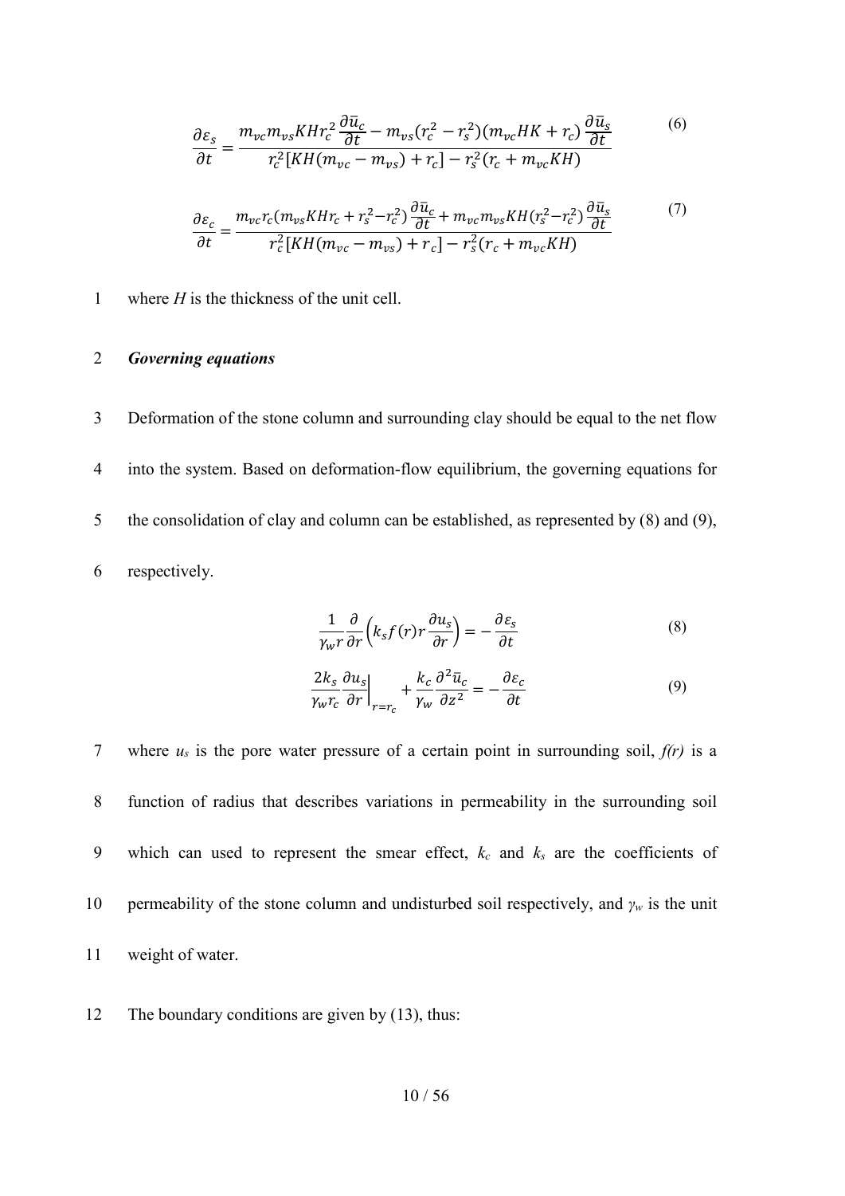$$\frac{\partial \varepsilon_s}{\partial t} = \frac{m_{vc} m_{vs} K H r_c^2 \frac{\partial \bar{u}_c}{\partial t} - m_{vs}(r_c^2 - r_s^2)(m_{vc} H K + r_c) \frac{\partial \bar{u}_s}{\partial t}}{r_c^2[KH(m_{vc} - m_{vs}) + r_c] - r_s^2(r_c + m_{vc} K H)} \tag{6}$$

$$\frac{\partial \varepsilon_c}{\partial t} = \frac{m_{vc} r_c (m_{vs} K H r_c + r_s^2 - r_c^2) \frac{\partial \bar{u}_c}{\partial t} + m_{vc} m_{vs} K H (r_s^2 - r_c^2) \frac{\partial \bar{u}_s}{\partial t}}{r_c^2[KH(m_{vc} - m_{vs}) + r_c] - r_s^2(r_c + m_{vc} K H)} \tag{7}$$

where $H$ is the thickness of the unit cell.

***Governing equations***

Deformation of the stone column and surrounding clay should be equal to the net flow into the system. Based on deformation-flow equilibrium, the governing equations for the consolidation of clay and column can be established, as represented by (8) and (9), respectively.

$$\frac{1}{\gamma_w r} \frac{\partial}{\partial r}\left(k_s f(r) r \frac{\partial u_s}{\partial r}\right) = -\frac{\partial \varepsilon_s}{\partial t} \tag{8}$$

$$\frac{2k_s}{\gamma_w r_c} \frac{\partial u_s}{\partial r}\bigg|_{r=r_c} + \frac{k_c}{\gamma_w} \frac{\partial^2 \bar{u}_c}{\partial z^2} = -\frac{\partial \varepsilon_c}{\partial t} \tag{9}$$

where $u_s$ is the pore water pressure of a certain point in surrounding soil, $f(r)$ is a function of radius that describes variations in permeability in the surrounding soil which can used to represent the smear effect, $k_c$ and $k_s$ are the coefficients of permeability of the stone column and undisturbed soil respectively, and $\gamma_w$ is the unit weight of water.

The boundary conditions are given by (13), thus: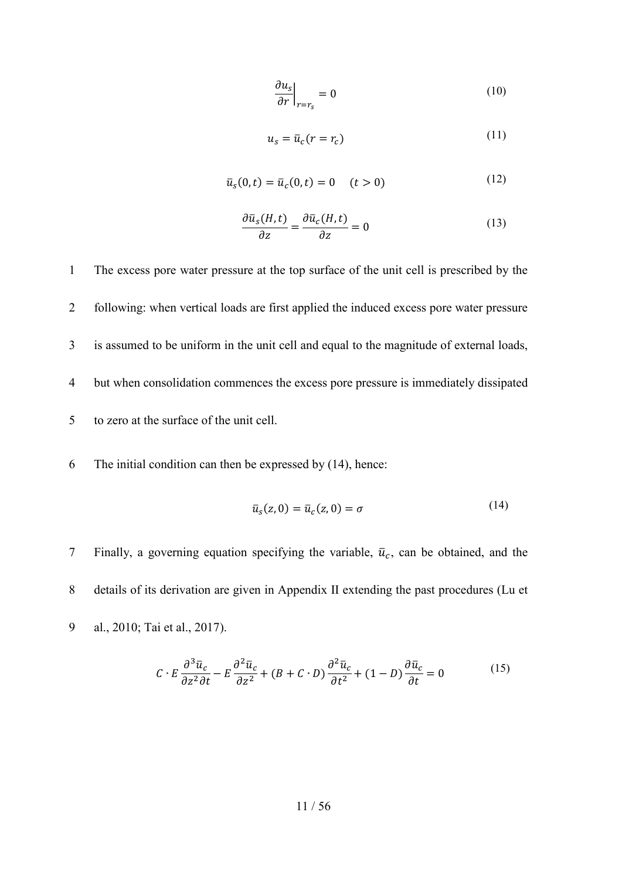$$\left.\frac{\partial u_s}{\partial r}\right|_{r=r_s} = 0 \tag{10}$$

$$u_s = \bar{u}_c(r = r_c) \tag{11}$$

$$\bar{u}_s(0,t) = \bar{u}_c(0,t) = 0 \quad (t > 0) \tag{12}$$

$$\frac{\partial \bar{u}_s(H,t)}{\partial z} = \frac{\partial \bar{u}_c(H,t)}{\partial z} = 0 \tag{13}$$

The excess pore water pressure at the top surface of the unit cell is prescribed by the following: when vertical loads are first applied the induced excess pore water pressure is assumed to be uniform in the unit cell and equal to the magnitude of external loads, but when consolidation commences the excess pore pressure is immediately dissipated to zero at the surface of the unit cell.

The initial condition can then be expressed by (14), hence:

$$\bar{u}_s(z,0) = \bar{u}_c(z,0) = \sigma \tag{14}$$

Finally, a governing equation specifying the variable, $\bar{u}_c$, can be obtained, and the details of its derivation are given in Appendix II extending the past procedures (Lu et al., 2010; Tai et al., 2017).

$$C \cdot E \frac{\partial^3 \bar{u}_c}{\partial z^2 \partial t} - E \frac{\partial^2 \bar{u}_c}{\partial z^2} + (B + C \cdot D) \frac{\partial^2 \bar{u}_c}{\partial t^2} + (1 - D) \frac{\partial \bar{u}_c}{\partial t} = 0 \tag{15}$$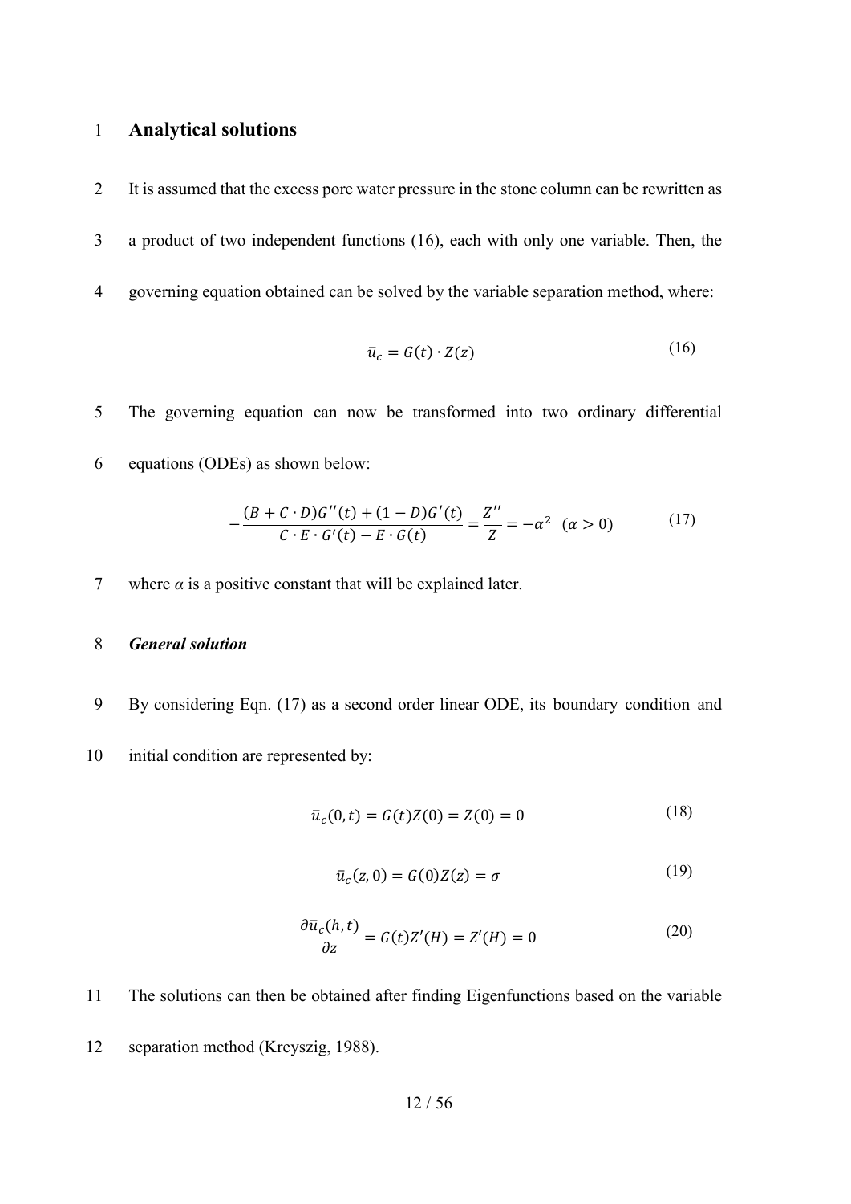# Analytical solutions

It is assumed that the excess pore water pressure in the stone column can be rewritten as a product of two independent functions (16), each with only one variable. Then, the governing equation obtained can be solved by the variable separation method, where:

$$\bar{u}_c = G(t) \cdot Z(z) \tag{16}$$

The governing equation can now be transformed into two ordinary differential equations (ODEs) as shown below:

$$-\frac{(B + C \cdot D)G''(t) + (1 - D)G'(t)}{C \cdot E \cdot G'(t) - E \cdot G(t)} = \frac{Z''}{Z} = -\alpha^2 \quad (\alpha > 0) \tag{17}$$

where $\alpha$ is a positive constant that will be explained later.

### *General solution*

By considering Eqn. (17) as a second order linear ODE, its boundary condition and initial condition are represented by:

$$\bar{u}_c(0, t) = G(t)Z(0) = Z(0) = 0 \tag{18}$$

$$\bar{u}_c(z, 0) = G(0)Z(z) = \sigma \tag{19}$$

$$\frac{\partial \bar{u}_c(h, t)}{\partial z} = G(t)Z'(H) = Z'(H) = 0 \tag{20}$$

The solutions can then be obtained after finding Eigenfunctions based on the variable separation method (Kreyszig, 1988).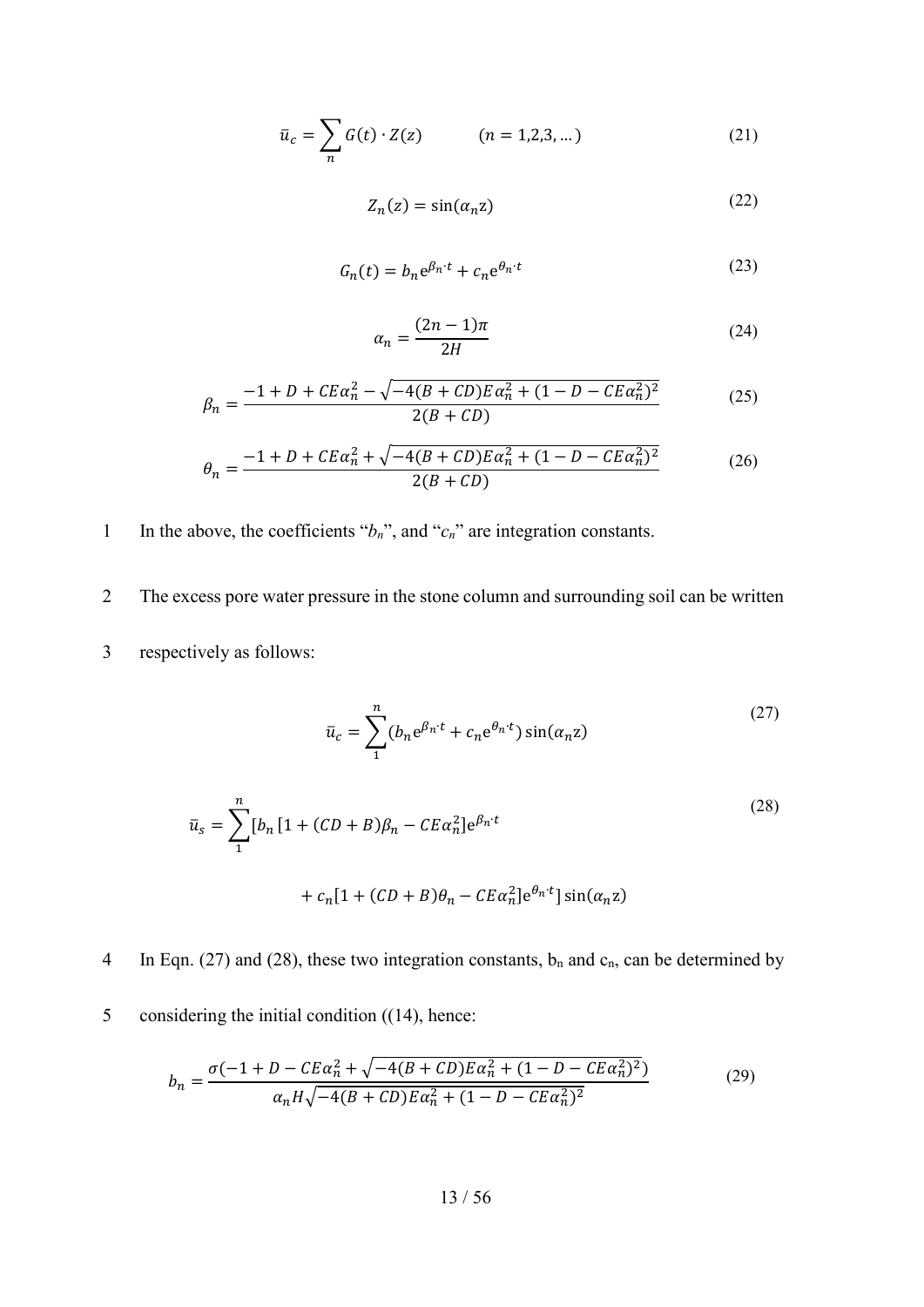$$\bar{u}_c = \sum_n G(t) \cdot Z(z) \qquad (n = 1,2,3, \dots) \tag{21}$$

$$Z_n(z) = \sin(\alpha_n z) \tag{22}$$

$$G_n(t) = b_n e^{\beta_n \cdot t} + c_n e^{\theta_n \cdot t} \tag{23}$$

$$\alpha_n = \frac{(2n-1)\pi}{2H} \tag{24}$$

$$\beta_n = \frac{-1 + D + CE\alpha_n^2 - \sqrt{-4(B+CD)E\alpha_n^2 + (1 - D - CE\alpha_n^2)^2}}{2(B+CD)} \tag{25}$$

$$\theta_n = \frac{-1 + D + CE\alpha_n^2 + \sqrt{-4(B+CD)E\alpha_n^2 + (1 - D - CE\alpha_n^2)^2}}{2(B+CD)} \tag{26}$$

In the above, the coefficients "$b_n$", and "$c_n$" are integration constants.

The excess pore water pressure in the stone column and surrounding soil can be written respectively as follows:

$$\bar{u}_c = \sum_1^n (b_n e^{\beta_n \cdot t} + c_n e^{\theta_n \cdot t}) \sin(\alpha_n z) \tag{27}$$

$$\bar{u}_s = \sum_1^n [b_n [1 + (CD+B)\beta_n - CE\alpha_n^2] e^{\beta_n \cdot t} + c_n [1 + (CD+B)\theta_n - CE\alpha_n^2] e^{\theta_n \cdot t}] \sin(\alpha_n z) \tag{28}$$

In Eqn. (27) and (28), these two integration constants, $b_n$ and $c_n$, can be determined by considering the initial condition ((14), hence:

$$b_n = \frac{\sigma(-1 + D - CE\alpha_n^2 + \sqrt{-4(B+CD)E\alpha_n^2 + (1 - D - CE\alpha_n^2)^2})}{\alpha_n H \sqrt{-4(B+CD)E\alpha_n^2 + (1 - D - CE\alpha_n^2)^2}} \tag{29}$$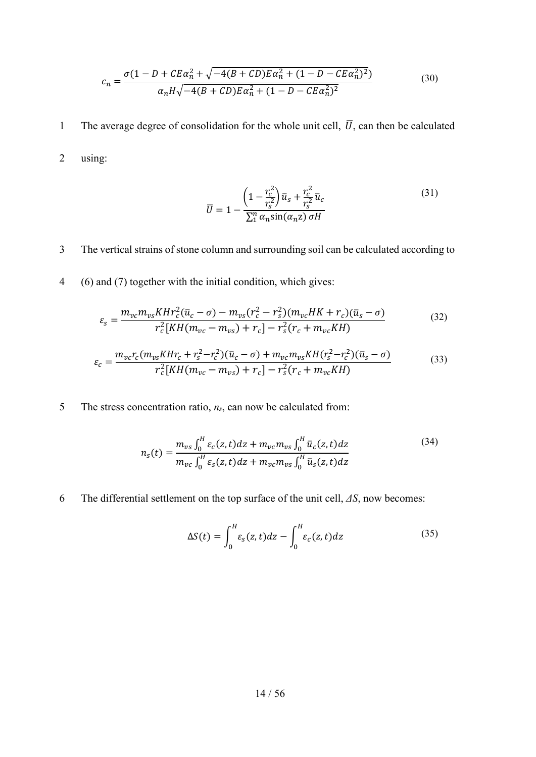$$c_n = \frac{\sigma(1 - D + CE\alpha_n^2 + \sqrt{-4(B + CD)E\alpha_n^2 + (1 - D - CE\alpha_n^2)^2})}{\alpha_n H\sqrt{-4(B + CD)E\alpha_n^2 + (1 - D - CE\alpha_n^2)^2}} \tag{30}$$

The average degree of consolidation for the whole unit cell, $\bar{U}$, can then be calculated using:

$$\bar{U} = 1 - \frac{\left(1 - \frac{r_c^2}{r_s^2}\right)\bar{u}_s + \frac{r_c^2}{r_s^2}\bar{u}_c}{\sum_1^n \alpha_n \sin(\alpha_n z)\,\sigma H} \tag{31}$$

The vertical strains of stone column and surrounding soil can be calculated according to (6) and (7) together with the initial condition, which gives:

$$\varepsilon_s = \frac{m_{vc}m_{vs}KHr_c^2(\bar{u}_c - \sigma) - m_{vs}(r_c^2 - r_s^2)(m_{vc}HK + r_c)(\bar{u}_s - \sigma)}{r_c^2[KH(m_{vc} - m_{vs}) + r_c] - r_s^2(r_c + m_{vc}KH)} \tag{32}$$

$$\varepsilon_c = \frac{m_{vc}r_c(m_{vs}KHr_c + r_s^2 - r_c^2)(\bar{u}_c - \sigma) + m_{vc}m_{vs}KH(r_s^2 - r_c^2)(\bar{u}_s - \sigma)}{r_c^2[KH(m_{vc} - m_{vs}) + r_c] - r_s^2(r_c + m_{vc}KH)} \tag{33}$$

The stress concentration ratio, $n_s$, can now be calculated from:

$$n_s(t) = \frac{m_{vs}\int_0^H \varepsilon_c(z,t)dz + m_{vc}m_{vs}\int_0^H \bar{u}_c(z,t)dz}{m_{vc}\int_0^H \varepsilon_s(z,t)dz + m_{vc}m_{vs}\int_0^H \bar{u}_s(z,t)dz} \tag{34}$$

The differential settlement on the top surface of the unit cell, $\Delta S$, now becomes:

$$\Delta S(t) = \int_0^H \varepsilon_s(z,t)dz - \int_0^H \varepsilon_c(z,t)dz \tag{35}$$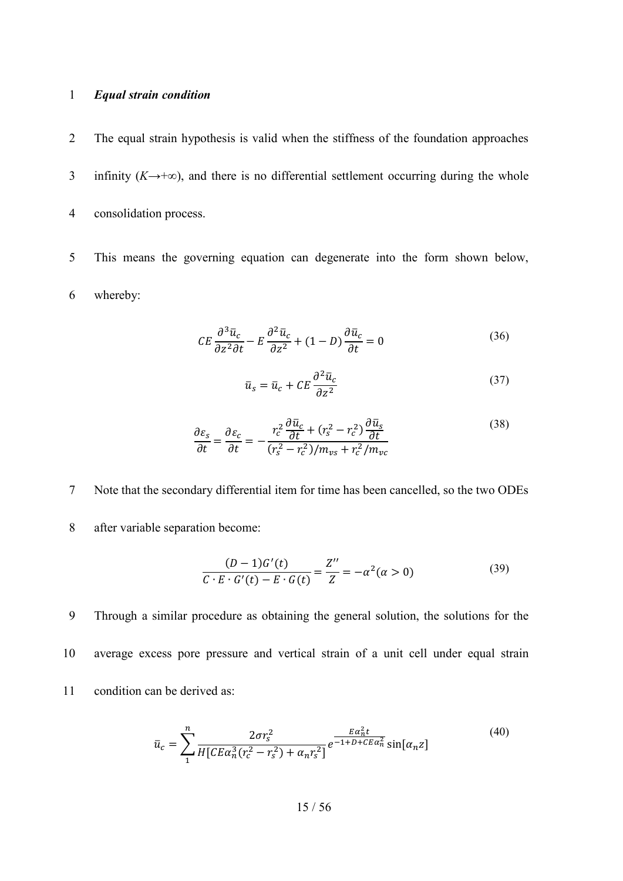***Equal strain condition***

The equal strain hypothesis is valid when the stiffness of the foundation approaches infinity ($K \rightarrow +\infty$), and there is no differential settlement occurring during the whole consolidation process.

This means the governing equation can degenerate into the form shown below, whereby:

$$CE\frac{\partial^3 \bar{u}_c}{\partial z^2 \partial t} - E\frac{\partial^2 \bar{u}_c}{\partial z^2} + (1-D)\frac{\partial \bar{u}_c}{\partial t} = 0 \tag{36}$$

$$\bar{u}_s = \bar{u}_c + CE\frac{\partial^2 \bar{u}_c}{\partial z^2} \tag{37}$$

$$\frac{\partial \varepsilon_s}{\partial t} = \frac{\partial \varepsilon_c}{\partial t} = -\frac{r_c^2 \frac{\partial \bar{u}_c}{\partial t} + (r_s^2 - r_c^2)\frac{\partial \bar{u}_s}{\partial t}}{(r_s^2 - r_c^2)/m_{vs} + r_c^2/m_{vc}} \tag{38}$$

Note that the secondary differential item for time has been cancelled, so the two ODEs after variable separation become:

$$\frac{(D-1)G'(t)}{C \cdot E \cdot G'(t) - E \cdot G(t)} = \frac{Z''}{Z} = -\alpha^2 (\alpha > 0) \tag{39}$$

Through a similar procedure as obtaining the general solution, the solutions for the average excess pore pressure and vertical strain of a unit cell under equal strain condition can be derived as:

$$\bar{u}_c = \sum_{1}^{n} \frac{2\sigma r_s^2}{H[CE\alpha_n^3(r_c^2 - r_s^2) + \alpha_n r_s^2]} e^{\frac{E\alpha_n^2 t}{-1+D+CE\alpha_n^2}} \sin[\alpha_n z] \tag{40}$$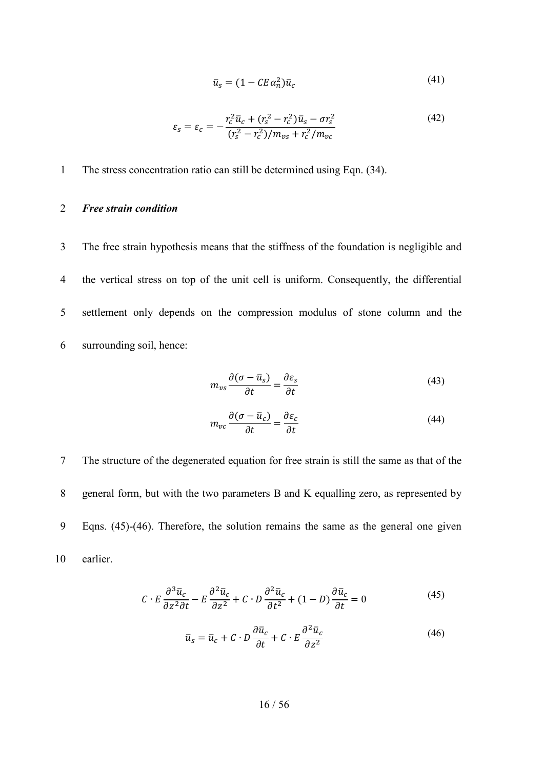$$\bar{u}_s = (1 - CE\alpha_n^2)\bar{u}_c \tag{41}$$

$$\varepsilon_s = \varepsilon_c = -\frac{r_c^2\bar{u}_c + (r_s^2 - r_c^2)\bar{u}_s - \sigma r_s^2}{(r_s^2 - r_c^2)/m_{vs} + r_c^2/m_{vc}} \tag{42}$$

The stress concentration ratio can still be determined using Eqn. (34).

***Free strain condition***

The free strain hypothesis means that the stiffness of the foundation is negligible and the vertical stress on top of the unit cell is uniform. Consequently, the differential settlement only depends on the compression modulus of stone column and the surrounding soil, hence:

$$m_{vs}\frac{\partial(\sigma - \bar{u}_s)}{\partial t} = \frac{\partial \varepsilon_s}{\partial t} \tag{43}$$

$$m_{vc}\frac{\partial(\sigma - \bar{u}_c)}{\partial t} = \frac{\partial \varepsilon_c}{\partial t} \tag{44}$$

The structure of the degenerated equation for free strain is still the same as that of the general form, but with the two parameters B and K equalling zero, as represented by Eqns. (45)-(46). Therefore, the solution remains the same as the general one given earlier.

$$C \cdot E\frac{\partial^3 \bar{u}_c}{\partial z^2 \partial t} - E\frac{\partial^2 \bar{u}_c}{\partial z^2} + C \cdot D\frac{\partial^2 \bar{u}_c}{\partial t^2} + (1 - D)\frac{\partial \bar{u}_c}{\partial t} = 0 \tag{45}$$

$$\bar{u}_s = \bar{u}_c + C \cdot D\frac{\partial \bar{u}_c}{\partial t} + C \cdot E\frac{\partial^2 \bar{u}_c}{\partial z^2} \tag{46}$$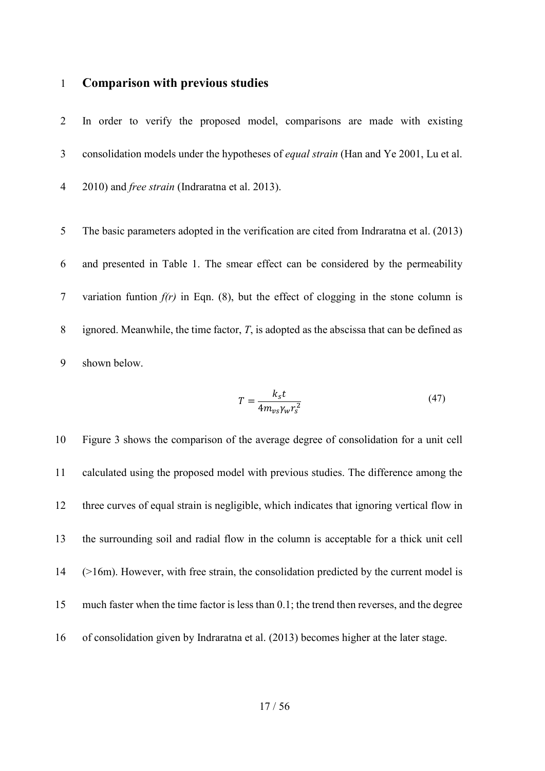## Comparison with previous studies

In order to verify the proposed model, comparisons are made with existing consolidation models under the hypotheses of *equal strain* (Han and Ye 2001, Lu et al. 2010) and *free strain* (Indraratna et al. 2013).

The basic parameters adopted in the verification are cited from Indraratna et al. (2013) and presented in Table 1. The smear effect can be considered by the permeability variation funtion *f(r)* in Eqn. (8), but the effect of clogging in the stone column is ignored. Meanwhile, the time factor, *T*, is adopted as the abscissa that can be defined as shown below.

$$T = \frac{k_s t}{4 m_{vs} \gamma_w r_s^2} \tag{47}$$

Figure 3 shows the comparison of the average degree of consolidation for a unit cell calculated using the proposed model with previous studies. The difference among the three curves of equal strain is negligible, which indicates that ignoring vertical flow in the surrounding soil and radial flow in the column is acceptable for a thick unit cell (>16m). However, with free strain, the consolidation predicted by the current model is much faster when the time factor is less than 0.1; the trend then reverses, and the degree of consolidation given by Indraratna et al. (2013) becomes higher at the later stage.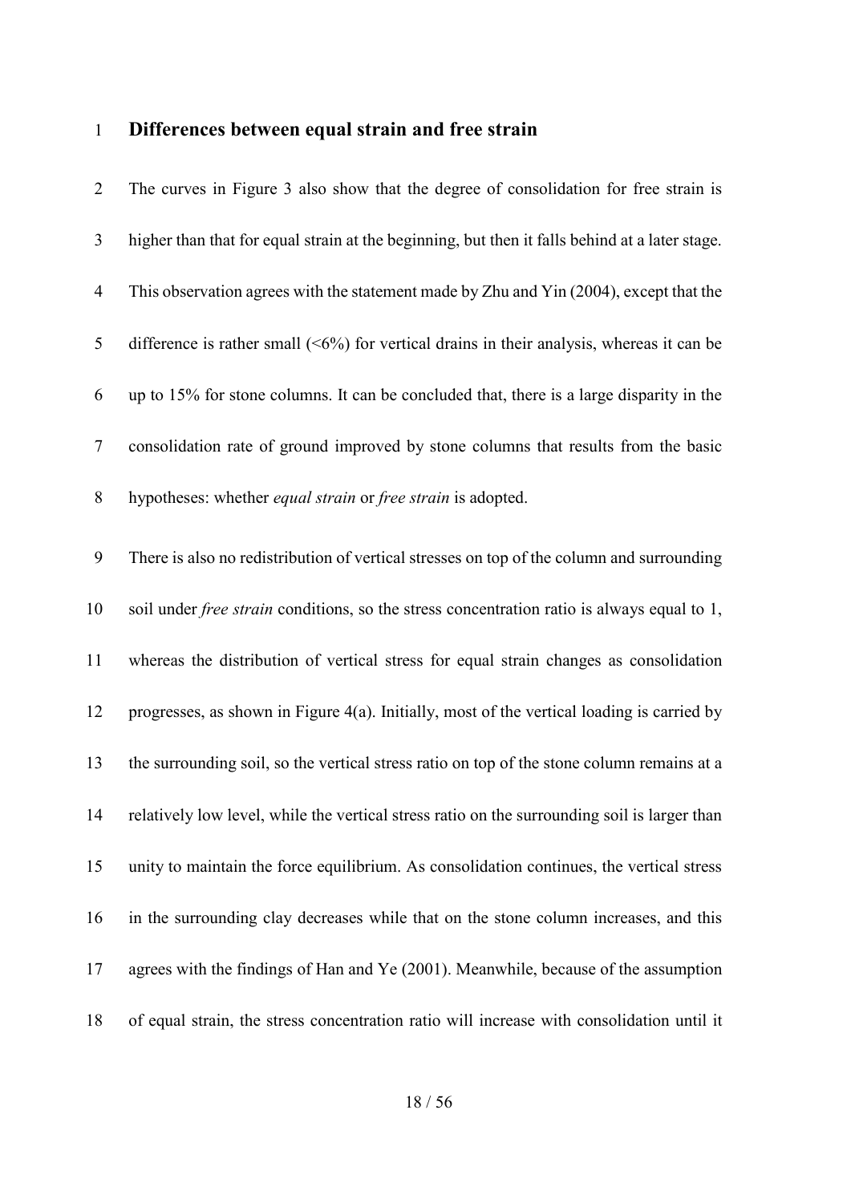## Differences between equal strain and free strain

The curves in Figure 3 also show that the degree of consolidation for free strain is higher than that for equal strain at the beginning, but then it falls behind at a later stage. This observation agrees with the statement made by Zhu and Yin (2004), except that the difference is rather small (<6%) for vertical drains in their analysis, whereas it can be up to 15% for stone columns. It can be concluded that, there is a large disparity in the consolidation rate of ground improved by stone columns that results from the basic hypotheses: whether *equal strain* or *free strain* is adopted.

There is also no redistribution of vertical stresses on top of the column and surrounding soil under *free strain* conditions, so the stress concentration ratio is always equal to 1, whereas the distribution of vertical stress for equal strain changes as consolidation progresses, as shown in Figure 4(a). Initially, most of the vertical loading is carried by the surrounding soil, so the vertical stress ratio on top of the stone column remains at a relatively low level, while the vertical stress ratio on the surrounding soil is larger than unity to maintain the force equilibrium. As consolidation continues, the vertical stress in the surrounding clay decreases while that on the stone column increases, and this agrees with the findings of Han and Ye (2001). Meanwhile, because of the assumption of equal strain, the stress concentration ratio will increase with consolidation until it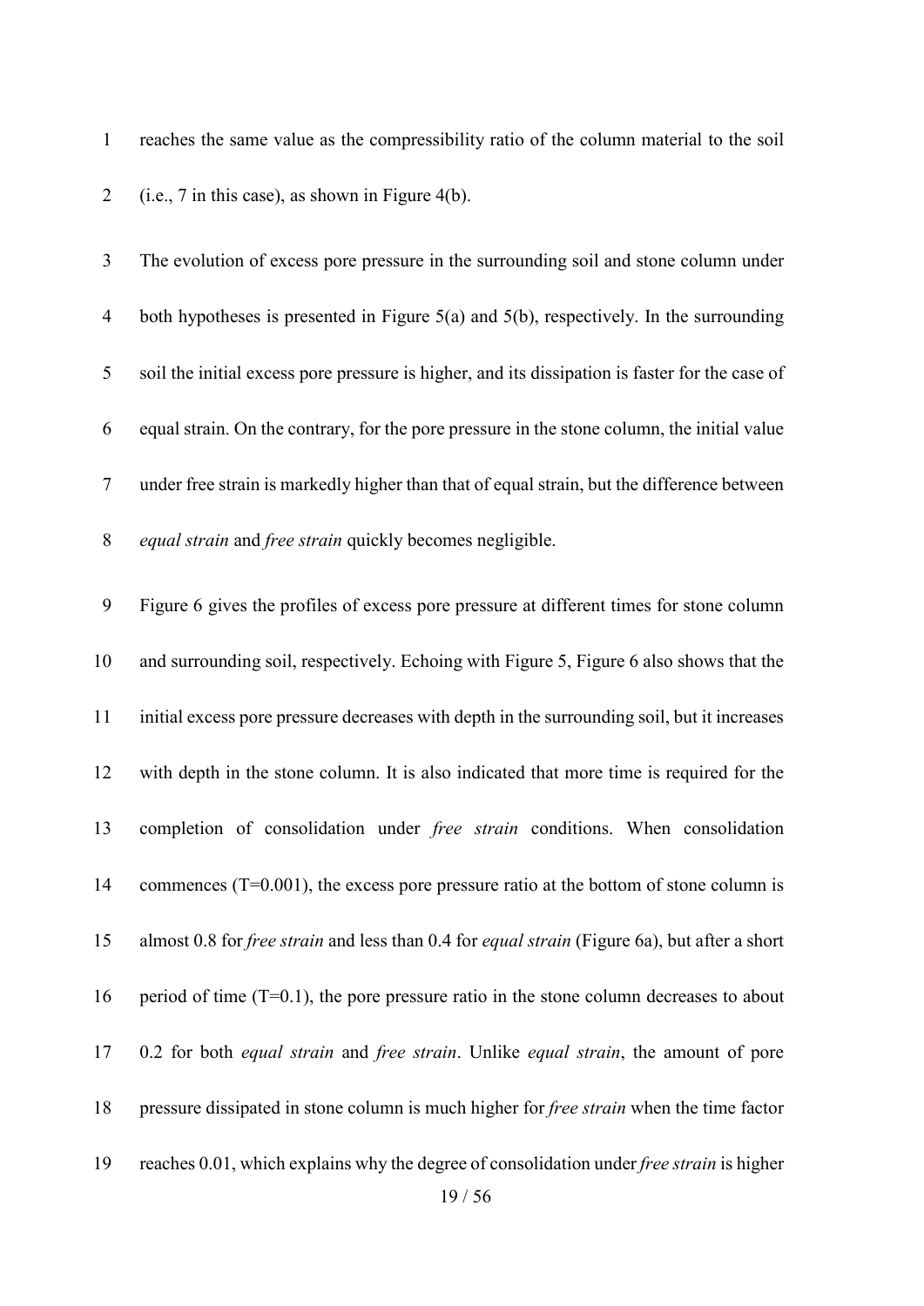reaches the same value as the compressibility ratio of the column material to the soil (i.e., 7 in this case), as shown in Figure 4(b).

The evolution of excess pore pressure in the surrounding soil and stone column under both hypotheses is presented in Figure 5(a) and 5(b), respectively. In the surrounding soil the initial excess pore pressure is higher, and its dissipation is faster for the case of equal strain. On the contrary, for the pore pressure in the stone column, the initial value under free strain is markedly higher than that of equal strain, but the difference between *equal strain* and *free strain* quickly becomes negligible.

Figure 6 gives the profiles of excess pore pressure at different times for stone column and surrounding soil, respectively. Echoing with Figure 5, Figure 6 also shows that the initial excess pore pressure decreases with depth in the surrounding soil, but it increases with depth in the stone column. It is also indicated that more time is required for the completion of consolidation under *free strain* conditions. When consolidation commences (T=0.001), the excess pore pressure ratio at the bottom of stone column is almost 0.8 for *free strain* and less than 0.4 for *equal strain* (Figure 6a), but after a short period of time (T=0.1), the pore pressure ratio in the stone column decreases to about 0.2 for both *equal strain* and *free strain*. Unlike *equal strain*, the amount of pore pressure dissipated in stone column is much higher for *free strain* when the time factor reaches 0.01, which explains why the degree of consolidation under *free strain* is higher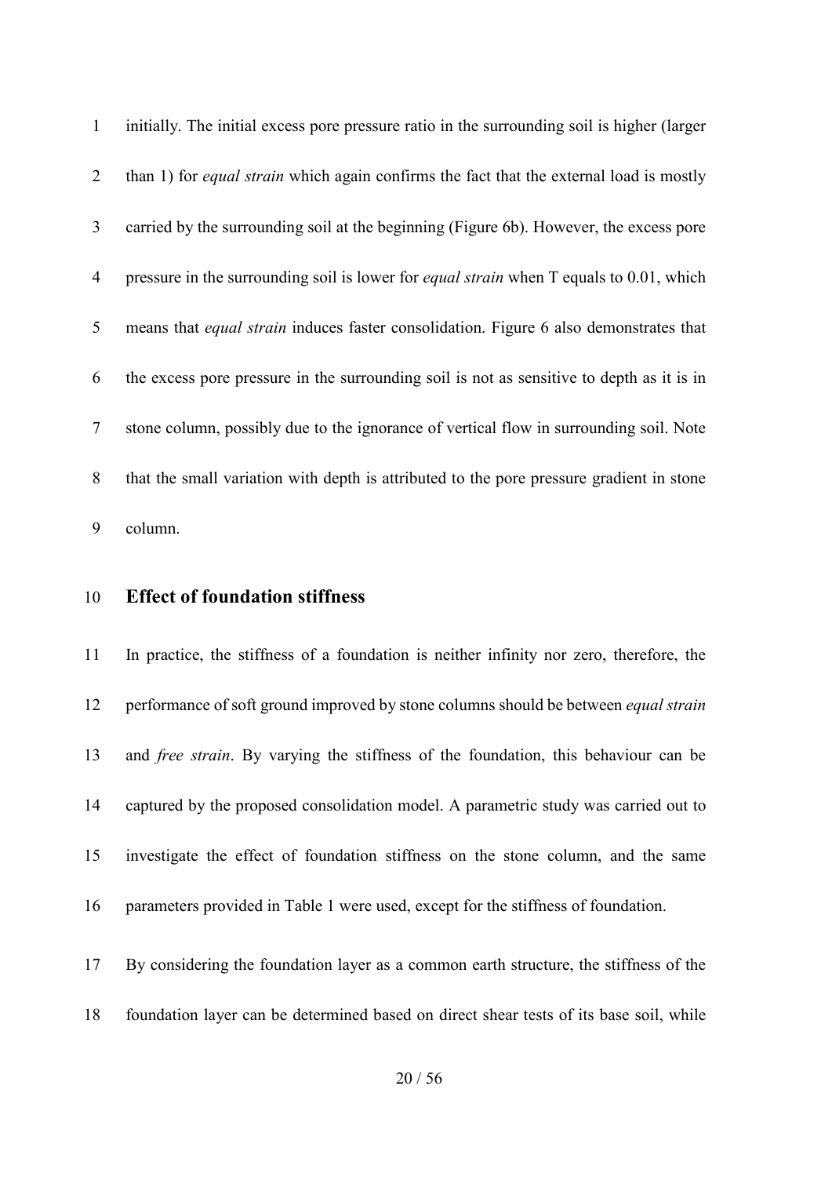initially. The initial excess pore pressure ratio in the surrounding soil is higher (larger than 1) for *equal strain* which again confirms the fact that the external load is mostly carried by the surrounding soil at the beginning (Figure 6b). However, the excess pore pressure in the surrounding soil is lower for *equal strain* when T equals to 0.01, which means that *equal strain* induces faster consolidation. Figure 6 also demonstrates that the excess pore pressure in the surrounding soil is not as sensitive to depth as it is in stone column, possibly due to the ignorance of vertical flow in surrounding soil. Note that the small variation with depth is attributed to the pore pressure gradient in stone column.

## Effect of foundation stiffness

In practice, the stiffness of a foundation is neither infinity nor zero, therefore, the performance of soft ground improved by stone columns should be between *equal strain* and *free strain*. By varying the stiffness of the foundation, this behaviour can be captured by the proposed consolidation model. A parametric study was carried out to investigate the effect of foundation stiffness on the stone column, and the same parameters provided in Table 1 were used, except for the stiffness of foundation.

By considering the foundation layer as a common earth structure, the stiffness of the foundation layer can be determined based on direct shear tests of its base soil, while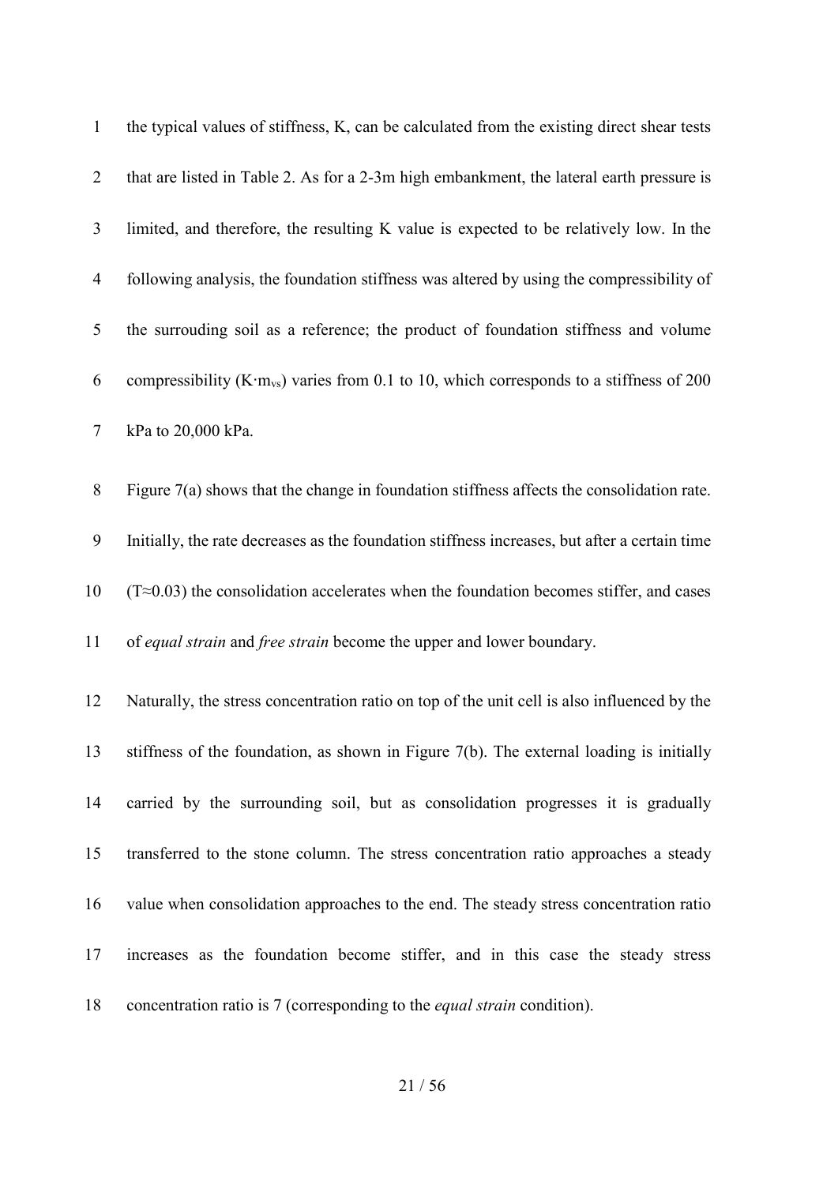the typical values of stiffness, K, can be calculated from the existing direct shear tests that are listed in Table 2. As for a 2-3m high embankment, the lateral earth pressure is limited, and therefore, the resulting K value is expected to be relatively low. In the following analysis, the foundation stiffness was altered by using the compressibility of the surrouding soil as a reference; the product of foundation stiffness and volume compressibility ($K \cdot m_{vs}$) varies from 0.1 to 10, which corresponds to a stiffness of 200 kPa to 20,000 kPa.

Figure 7(a) shows that the change in foundation stiffness affects the consolidation rate. Initially, the rate decreases as the foundation stiffness increases, but after a certain time ($T \approx 0.03$) the consolidation accelerates when the foundation becomes stiffer, and cases of *equal strain* and *free strain* become the upper and lower boundary.

Naturally, the stress concentration ratio on top of the unit cell is also influenced by the stiffness of the foundation, as shown in Figure 7(b). The external loading is initially carried by the surrounding soil, but as consolidation progresses it is gradually transferred to the stone column. The stress concentration ratio approaches a steady value when consolidation approaches to the end. The steady stress concentration ratio increases as the foundation become stiffer, and in this case the steady stress concentration ratio is 7 (corresponding to the *equal strain* condition).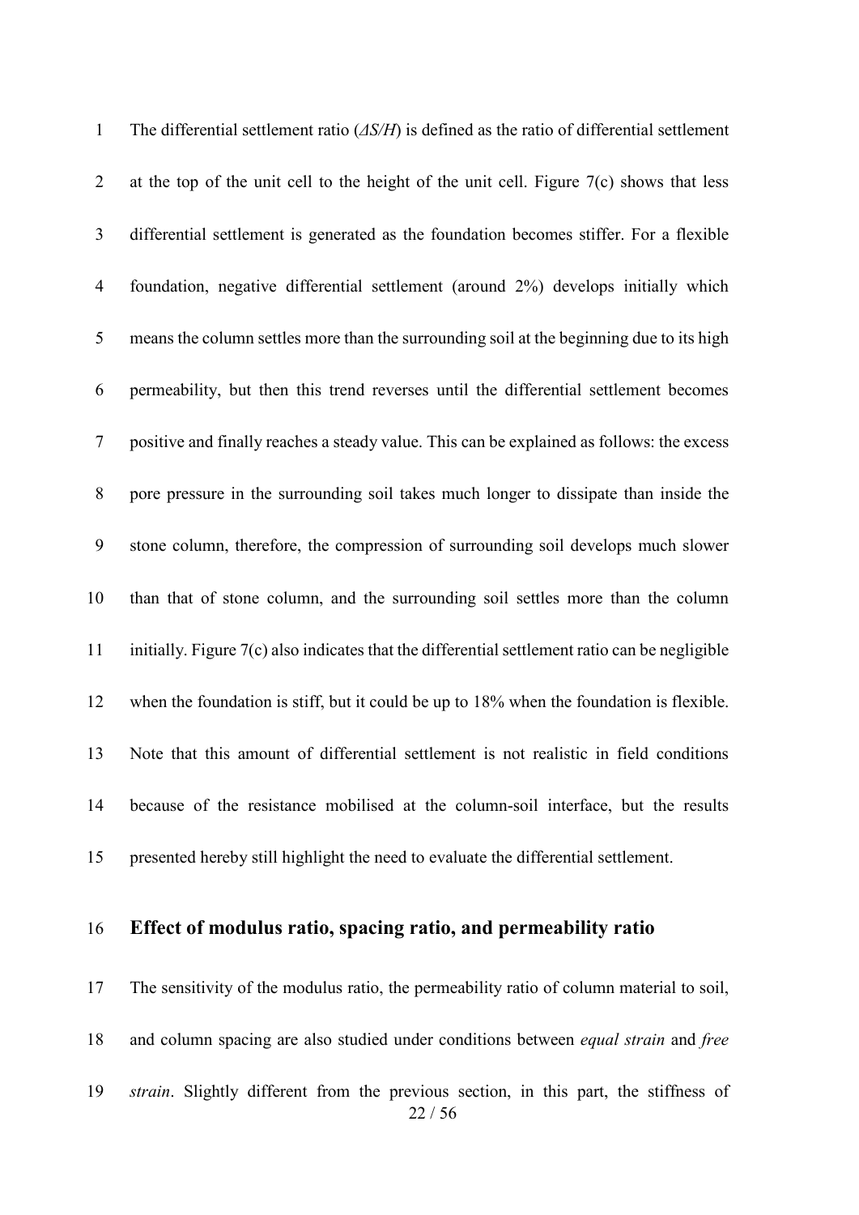The differential settlement ratio (*ΔS/H*) is defined as the ratio of differential settlement at the top of the unit cell to the height of the unit cell. Figure 7(c) shows that less differential settlement is generated as the foundation becomes stiffer. For a flexible foundation, negative differential settlement (around 2%) develops initially which means the column settles more than the surrounding soil at the beginning due to its high permeability, but then this trend reverses until the differential settlement becomes positive and finally reaches a steady value. This can be explained as follows: the excess pore pressure in the surrounding soil takes much longer to dissipate than inside the stone column, therefore, the compression of surrounding soil develops much slower than that of stone column, and the surrounding soil settles more than the column initially. Figure 7(c) also indicates that the differential settlement ratio can be negligible when the foundation is stiff, but it could be up to 18% when the foundation is flexible. Note that this amount of differential settlement is not realistic in field conditions because of the resistance mobilised at the column-soil interface, but the results presented hereby still highlight the need to evaluate the differential settlement.

## Effect of modulus ratio, spacing ratio, and permeability ratio

The sensitivity of the modulus ratio, the permeability ratio of column material to soil, and column spacing are also studied under conditions between *equal strain* and *free strain*. Slightly different from the previous section, in this part, the stiffness of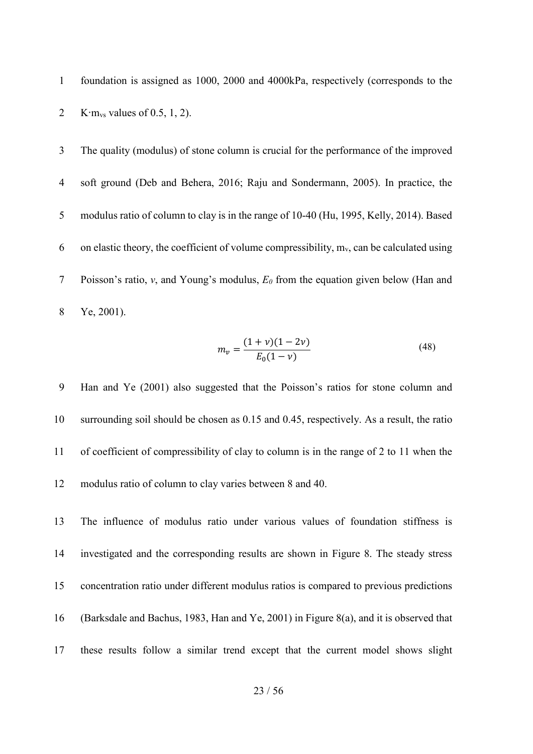foundation is assigned as 1000, 2000 and 4000kPa, respectively (corresponds to the $K \cdot m_{vs}$ values of 0.5, 1, 2).

The quality (modulus) of stone column is crucial for the performance of the improved soft ground (Deb and Behera, 2016; Raju and Sondermann, 2005). In practice, the modulus ratio of column to clay is in the range of 10-40 (Hu, 1995, Kelly, 2014). Based on elastic theory, the coefficient of volume compressibility, $m_v$, can be calculated using Poisson's ratio, $v$, and Young's modulus, $E_0$ from the equation given below (Han and Ye, 2001).

$$m_v = \frac{(1+v)(1-2v)}{E_0(1-v)} \tag{48}$$

Han and Ye (2001) also suggested that the Poisson's ratios for stone column and surrounding soil should be chosen as 0.15 and 0.45, respectively. As a result, the ratio of coefficient of compressibility of clay to column is in the range of 2 to 11 when the modulus ratio of column to clay varies between 8 and 40.

The influence of modulus ratio under various values of foundation stiffness is investigated and the corresponding results are shown in Figure 8. The steady stress concentration ratio under different modulus ratios is compared to previous predictions (Barksdale and Bachus, 1983, Han and Ye, 2001) in Figure 8(a), and it is observed that these results follow a similar trend except that the current model shows slight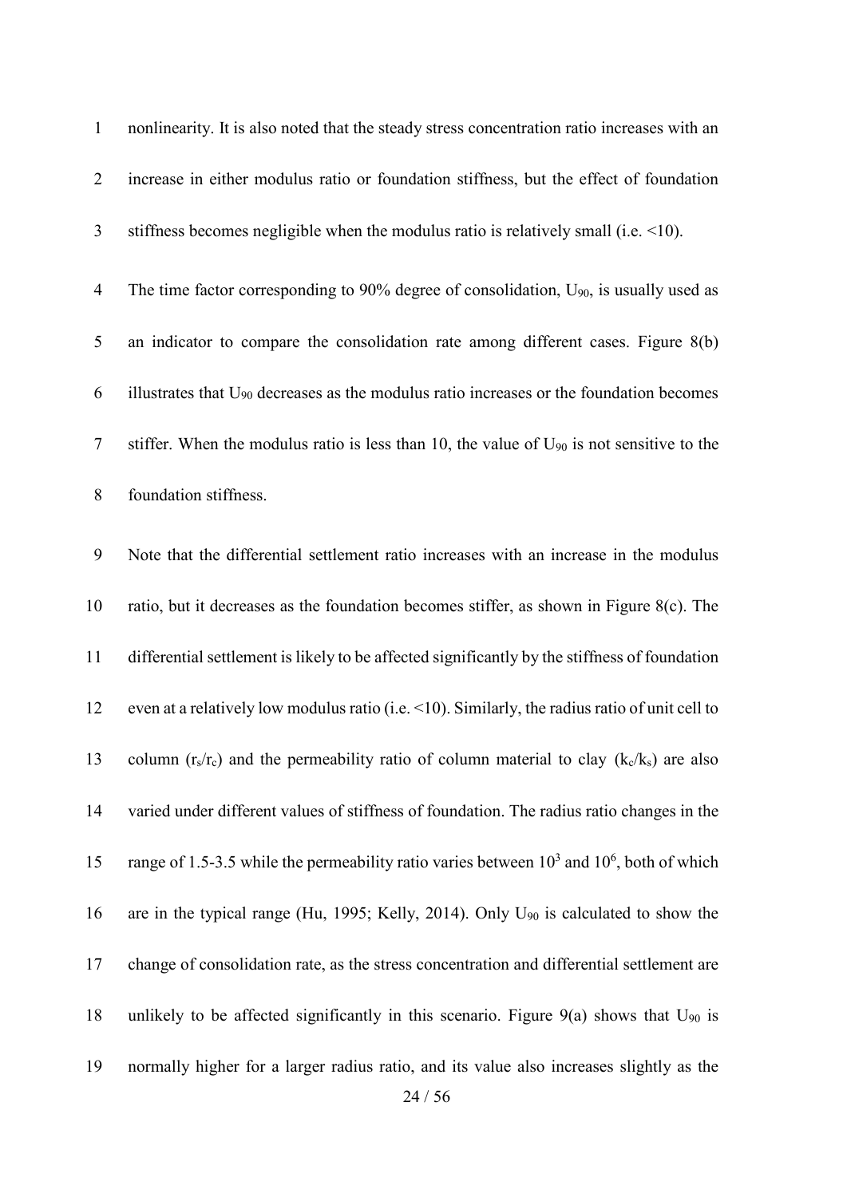nonlinearity. It is also noted that the steady stress concentration ratio increases with an increase in either modulus ratio or foundation stiffness, but the effect of foundation stiffness becomes negligible when the modulus ratio is relatively small (i.e. <10).

The time factor corresponding to 90% degree of consolidation, $U_{90}$, is usually used as an indicator to compare the consolidation rate among different cases. Figure 8(b) illustrates that $U_{90}$ decreases as the modulus ratio increases or the foundation becomes stiffer. When the modulus ratio is less than 10, the value of $U_{90}$ is not sensitive to the foundation stiffness.

Note that the differential settlement ratio increases with an increase in the modulus ratio, but it decreases as the foundation becomes stiffer, as shown in Figure 8(c). The differential settlement is likely to be affected significantly by the stiffness of foundation even at a relatively low modulus ratio (i.e. <10). Similarly, the radius ratio of unit cell to column ($r_s/r_c$) and the permeability ratio of column material to clay ($k_c/k_s$) are also varied under different values of stiffness of foundation. The radius ratio changes in the range of 1.5-3.5 while the permeability ratio varies between $10^3$ and $10^6$, both of which are in the typical range (Hu, 1995; Kelly, 2014). Only $U_{90}$ is calculated to show the change of consolidation rate, as the stress concentration and differential settlement are unlikely to be affected significantly in this scenario. Figure 9(a) shows that $U_{90}$ is normally higher for a larger radius ratio, and its value also increases slightly as the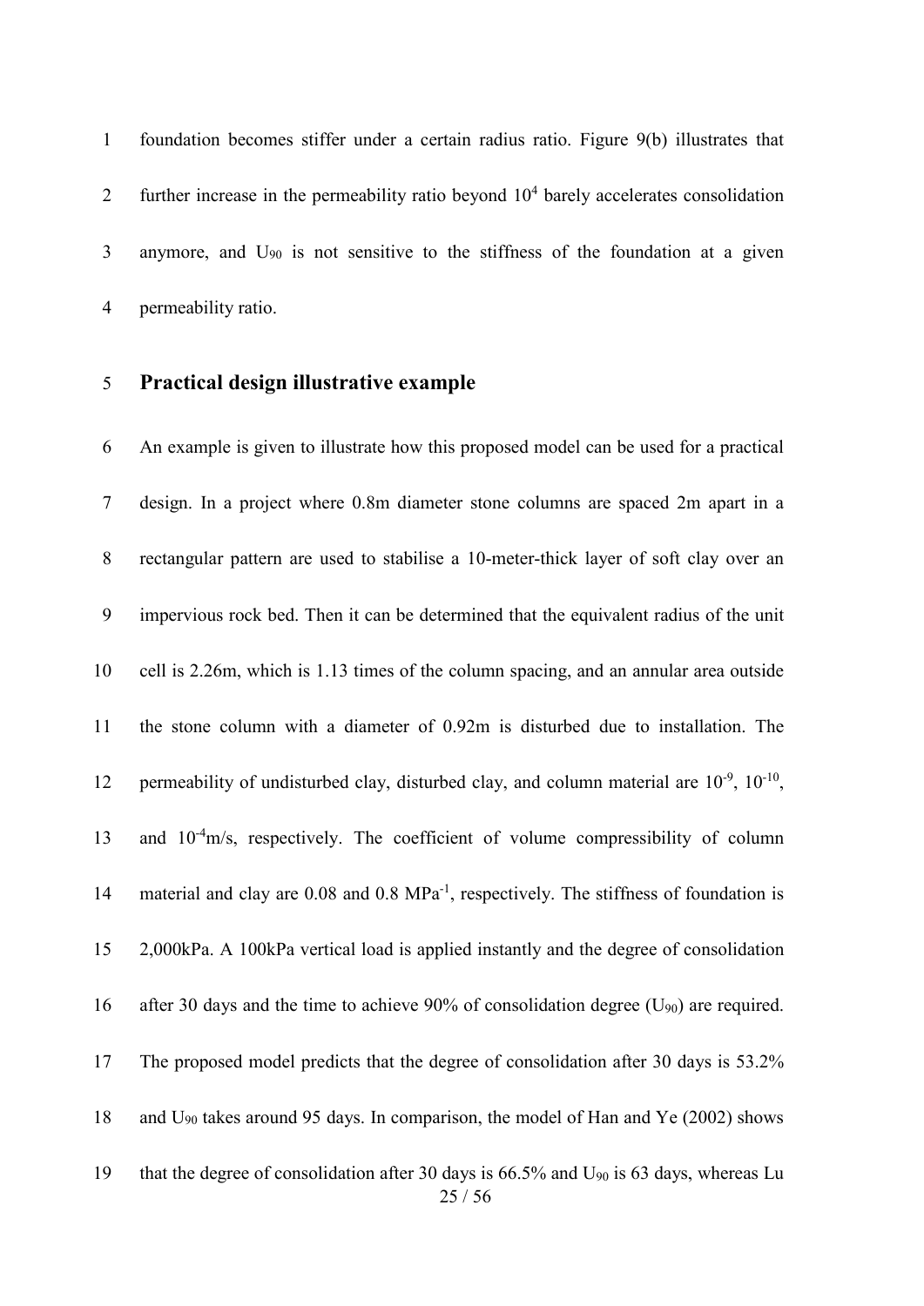foundation becomes stiffer under a certain radius ratio. Figure 9(b) illustrates that further increase in the permeability ratio beyond $10^4$ barely accelerates consolidation anymore, and $U_{90}$ is not sensitive to the stiffness of the foundation at a given permeability ratio.

## Practical design illustrative example

An example is given to illustrate how this proposed model can be used for a practical design. In a project where 0.8m diameter stone columns are spaced 2m apart in a rectangular pattern are used to stabilise a 10-meter-thick layer of soft clay over an impervious rock bed. Then it can be determined that the equivalent radius of the unit cell is 2.26m, which is 1.13 times of the column spacing, and an annular area outside the stone column with a diameter of 0.92m is disturbed due to installation. The permeability of undisturbed clay, disturbed clay, and column material are $10^{-9}$, $10^{-10}$, and $10^{-4}$m/s, respectively. The coefficient of volume compressibility of column material and clay are 0.08 and 0.8 $MPa^{-1}$, respectively. The stiffness of foundation is 2,000kPa. A 100kPa vertical load is applied instantly and the degree of consolidation after 30 days and the time to achieve 90% of consolidation degree ($U_{90}$) are required. The proposed model predicts that the degree of consolidation after 30 days is 53.2% and $U_{90}$ takes around 95 days. In comparison, the model of Han and Ye (2002) shows that the degree of consolidation after 30 days is 66.5% and $U_{90}$ is 63 days, whereas Lu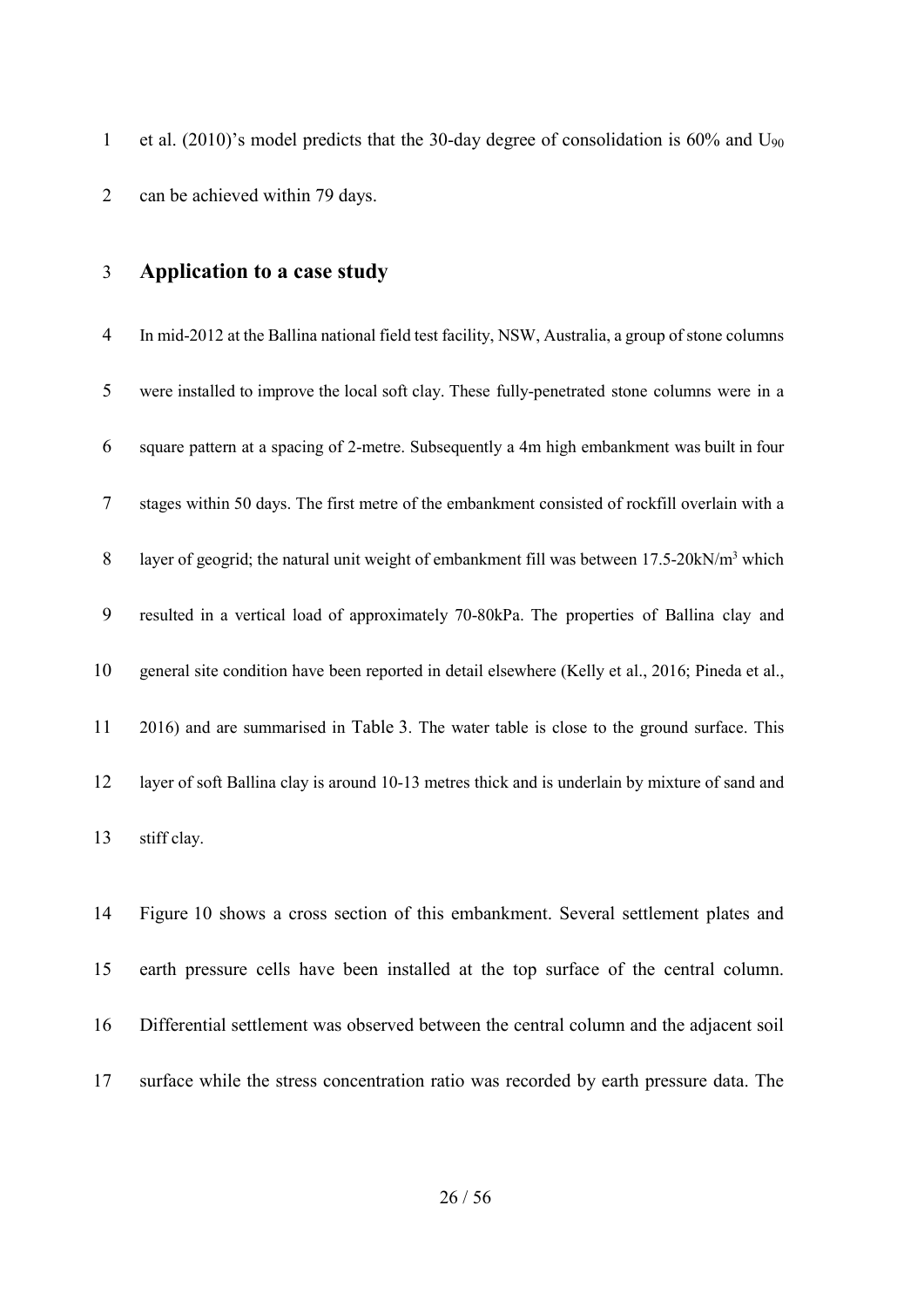et al. (2010)'s model predicts that the 30-day degree of consolidation is 60% and $U_{90}$ can be achieved within 79 days.

## Application to a case study

In mid-2012 at the Ballina national field test facility, NSW, Australia, a group of stone columns were installed to improve the local soft clay. These fully-penetrated stone columns were in a square pattern at a spacing of 2-metre. Subsequently a 4m high embankment was built in four stages within 50 days. The first metre of the embankment consisted of rockfill overlain with a layer of geogrid; the natural unit weight of embankment fill was between 17.5-20kN/m$^3$ which resulted in a vertical load of approximately 70-80kPa. The properties of Ballina clay and general site condition have been reported in detail elsewhere (Kelly et al., 2016; Pineda et al., 2016) and are summarised in Table 3. The water table is close to the ground surface. This layer of soft Ballina clay is around 10-13 metres thick and is underlain by mixture of sand and stiff clay.

Figure 10 shows a cross section of this embankment. Several settlement plates and earth pressure cells have been installed at the top surface of the central column. Differential settlement was observed between the central column and the adjacent soil surface while the stress concentration ratio was recorded by earth pressure data. The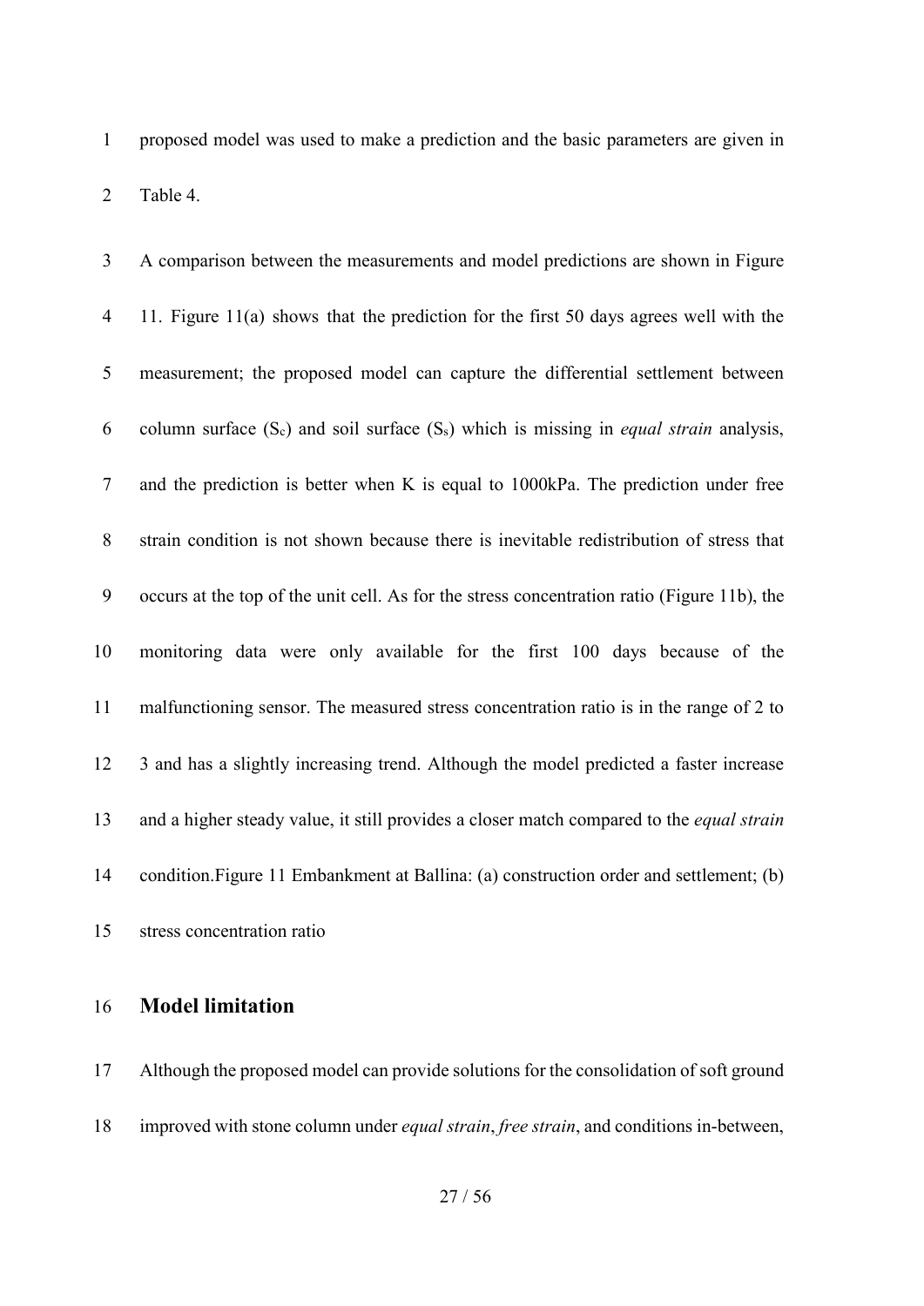proposed model was used to make a prediction and the basic parameters are given in Table 4.

A comparison between the measurements and model predictions are shown in Figure 11. Figure 11(a) shows that the prediction for the first 50 days agrees well with the measurement; the proposed model can capture the differential settlement between column surface ($S_c$) and soil surface ($S_s$) which is missing in *equal strain* analysis, and the prediction is better when K is equal to 1000kPa. The prediction under free strain condition is not shown because there is inevitable redistribution of stress that occurs at the top of the unit cell. As for the stress concentration ratio (Figure 11b), the monitoring data were only available for the first 100 days because of the malfunctioning sensor. The measured stress concentration ratio is in the range of 2 to 3 and has a slightly increasing trend. Although the model predicted a faster increase and a higher steady value, it still provides a closer match compared to the *equal strain* condition.Figure 11 Embankment at Ballina: (a) construction order and settlement; (b) stress concentration ratio

## Model limitation

Although the proposed model can provide solutions for the consolidation of soft ground improved with stone column under *equal strain*, *free strain*, and conditions in-between,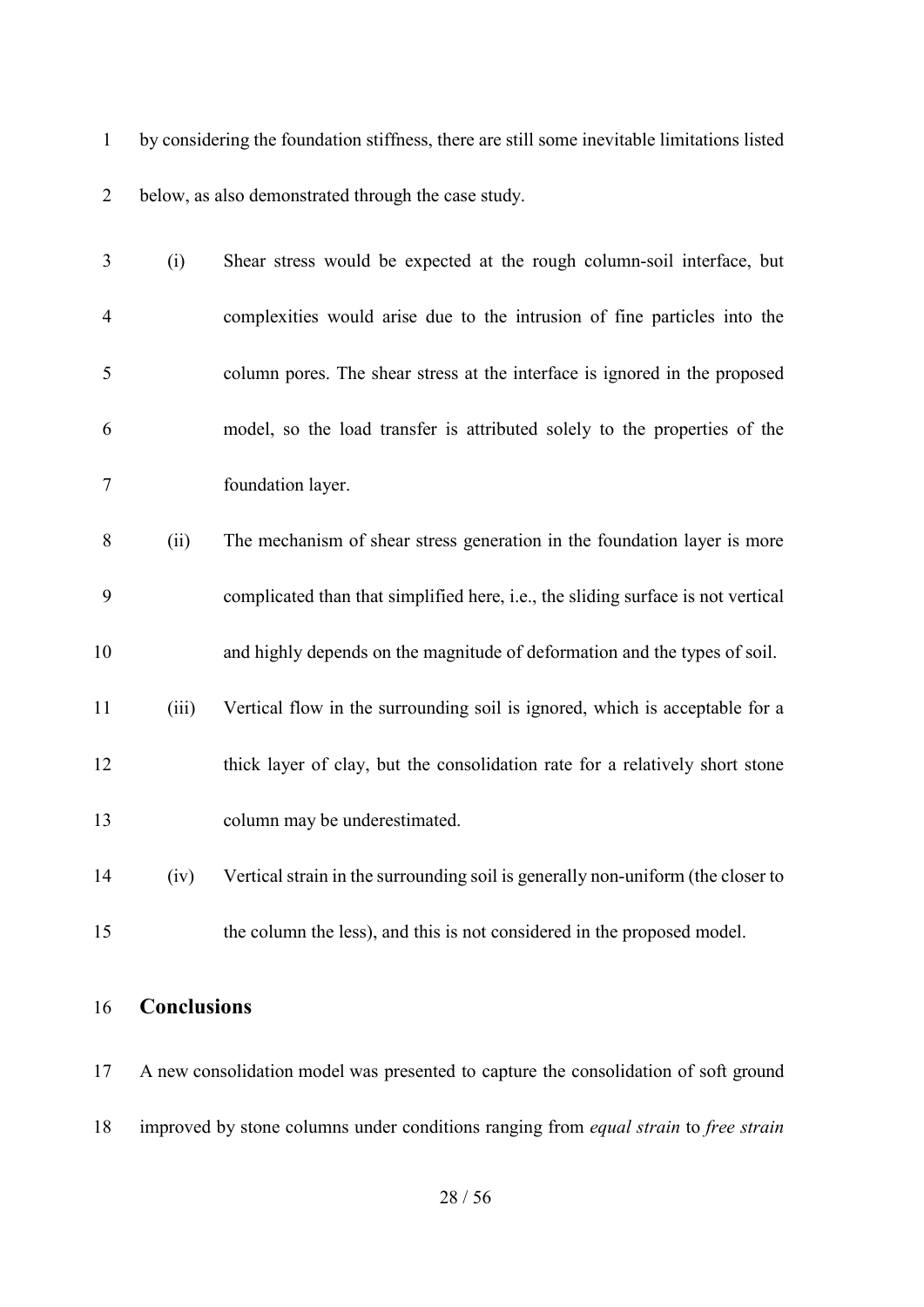by considering the foundation stiffness, there are still some inevitable limitations listed below, as also demonstrated through the case study.

(i) Shear stress would be expected at the rough column-soil interface, but complexities would arise due to the intrusion of fine particles into the column pores. The shear stress at the interface is ignored in the proposed model, so the load transfer is attributed solely to the properties of the foundation layer.

(ii) The mechanism of shear stress generation in the foundation layer is more complicated than that simplified here, i.e., the sliding surface is not vertical and highly depends on the magnitude of deformation and the types of soil.

(iii) Vertical flow in the surrounding soil is ignored, which is acceptable for a thick layer of clay, but the consolidation rate for a relatively short stone column may be underestimated.

(iv) Vertical strain in the surrounding soil is generally non-uniform (the closer to the column the less), and this is not considered in the proposed model.

## Conclusions

A new consolidation model was presented to capture the consolidation of soft ground improved by stone columns under conditions ranging from *equal strain* to *free strain*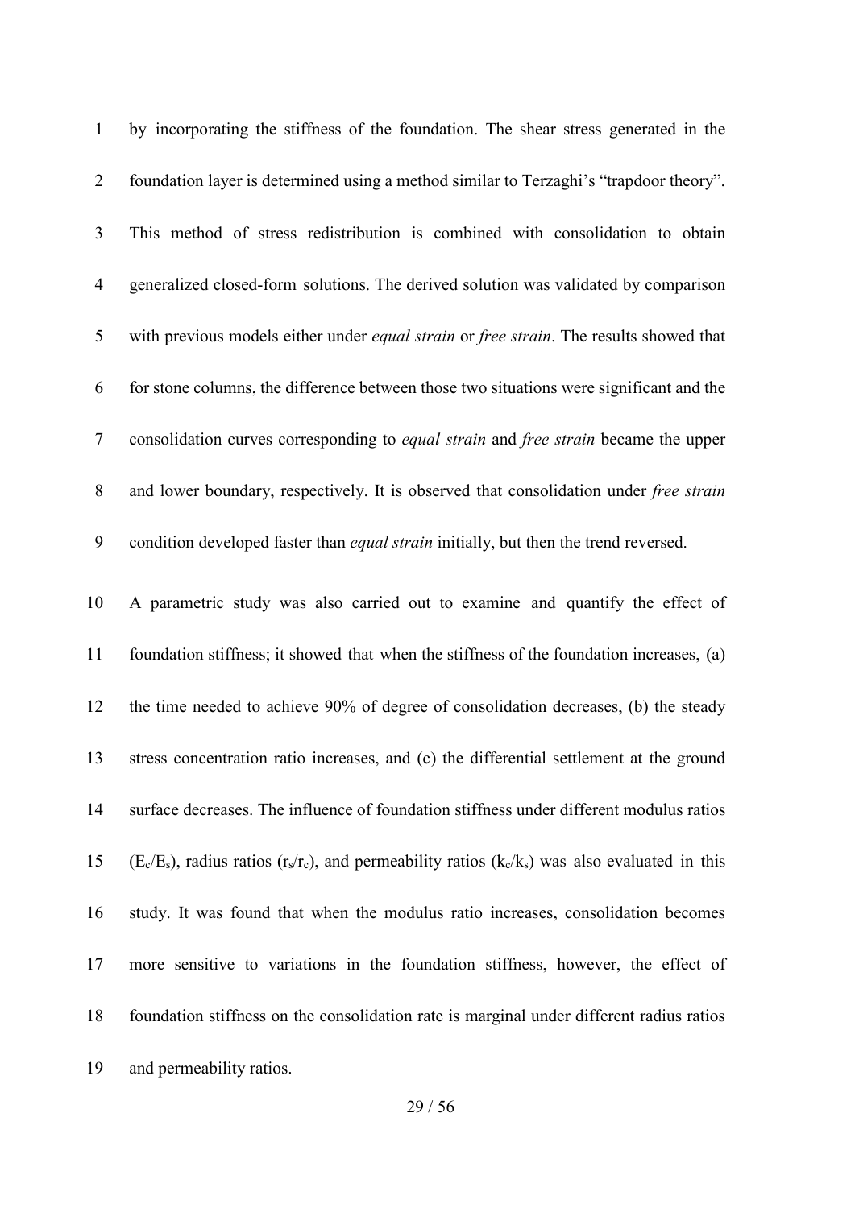by incorporating the stiffness of the foundation. The shear stress generated in the foundation layer is determined using a method similar to Terzaghi's "trapdoor theory". This method of stress redistribution is combined with consolidation to obtain generalized closed-form solutions. The derived solution was validated by comparison with previous models either under *equal strain* or *free strain*. The results showed that for stone columns, the difference between those two situations were significant and the consolidation curves corresponding to *equal strain* and *free strain* became the upper and lower boundary, respectively. It is observed that consolidation under *free strain* condition developed faster than *equal strain* initially, but then the trend reversed.

A parametric study was also carried out to examine and quantify the effect of foundation stiffness; it showed that when the stiffness of the foundation increases, (a) the time needed to achieve 90% of degree of consolidation decreases, (b) the steady stress concentration ratio increases, and (c) the differential settlement at the ground surface decreases. The influence of foundation stiffness under different modulus ratios ($E_c/E_s$), radius ratios ($r_s/r_c$), and permeability ratios ($k_c/k_s$) was also evaluated in this study. It was found that when the modulus ratio increases, consolidation becomes more sensitive to variations in the foundation stiffness, however, the effect of foundation stiffness on the consolidation rate is marginal under different radius ratios and permeability ratios.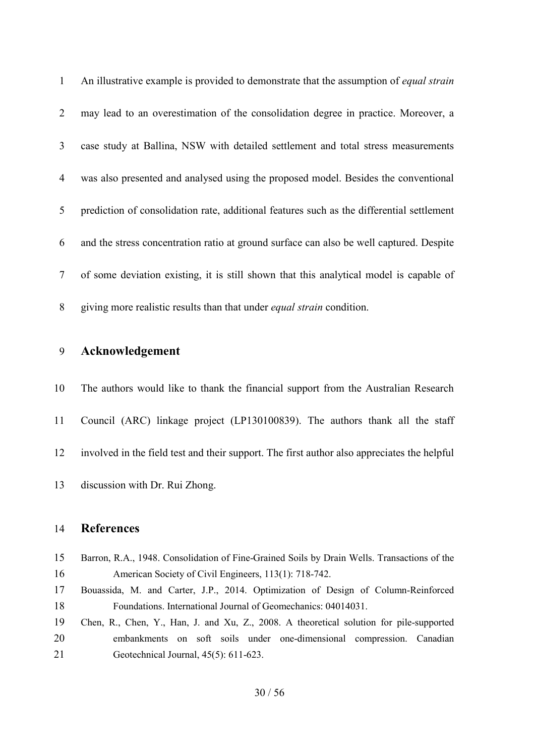An illustrative example is provided to demonstrate that the assumption of *equal strain* may lead to an overestimation of the consolidation degree in practice. Moreover, a case study at Ballina, NSW with detailed settlement and total stress measurements was also presented and analysed using the proposed model. Besides the conventional prediction of consolidation rate, additional features such as the differential settlement and the stress concentration ratio at ground surface can also be well captured. Despite of some deviation existing, it is still shown that this analytical model is capable of giving more realistic results than that under *equal strain* condition.

## Acknowledgement

The authors would like to thank the financial support from the Australian Research Council (ARC) linkage project (LP130100839). The authors thank all the staff involved in the field test and their support. The first author also appreciates the helpful discussion with Dr. Rui Zhong.

## References

Barron, R.A., 1948. Consolidation of Fine-Grained Soils by Drain Wells. Transactions of the American Society of Civil Engineers, 113(1): 718-742.

Bouassida, M. and Carter, J.P., 2014. Optimization of Design of Column-Reinforced Foundations. International Journal of Geomechanics: 04014031.

Chen, R., Chen, Y., Han, J. and Xu, Z., 2008. A theoretical solution for pile-supported embankments on soft soils under one-dimensional compression. Canadian Geotechnical Journal, 45(5): 611-623.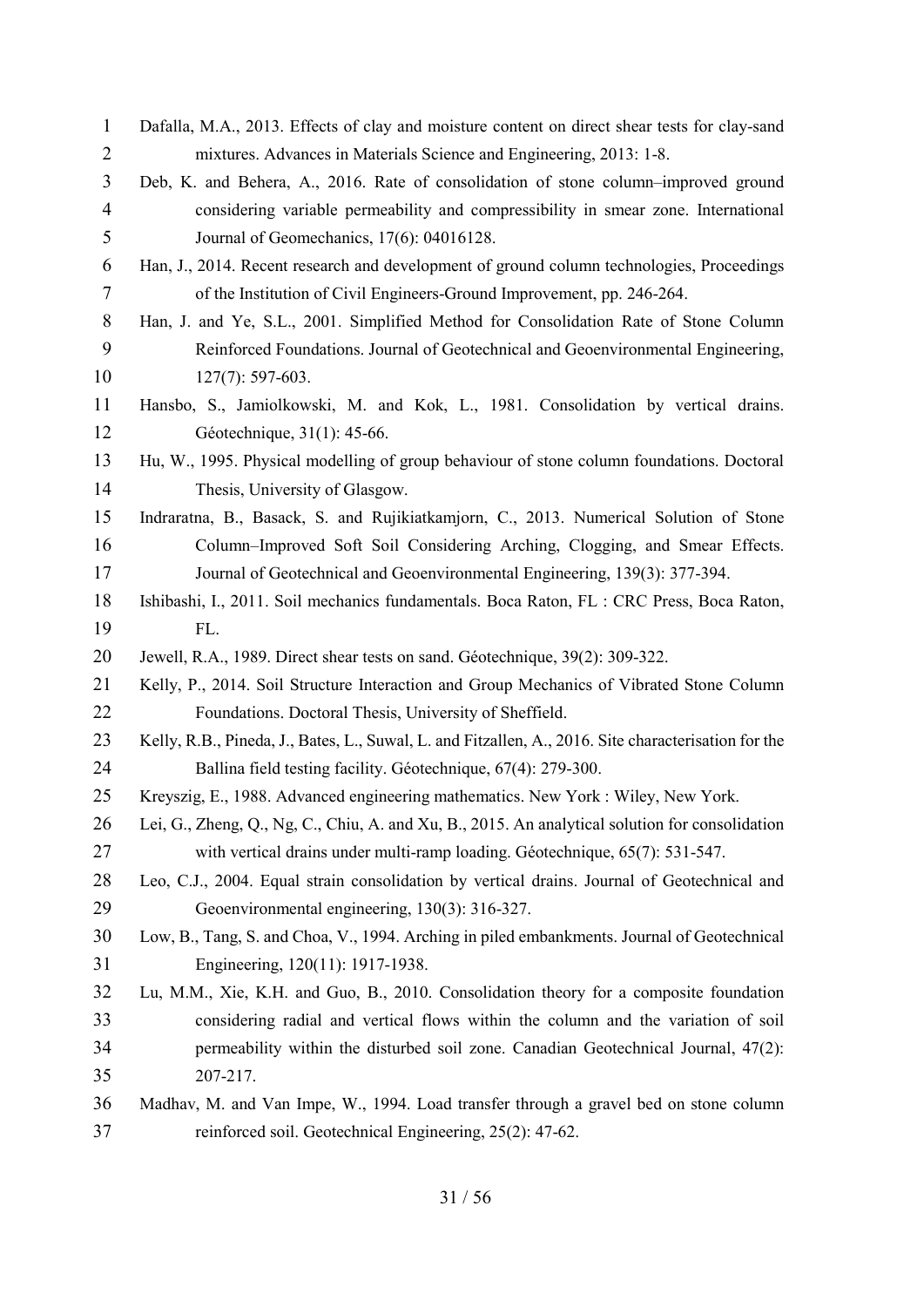Dafalla, M.A., 2013. Effects of clay and moisture content on direct shear tests for clay-sand mixtures. Advances in Materials Science and Engineering, 2013: 1-8.

Deb, K. and Behera, A., 2016. Rate of consolidation of stone column–improved ground considering variable permeability and compressibility in smear zone. International Journal of Geomechanics, 17(6): 04016128.

Han, J., 2014. Recent research and development of ground column technologies, Proceedings of the Institution of Civil Engineers-Ground Improvement, pp. 246-264.

Han, J. and Ye, S.L., 2001. Simplified Method for Consolidation Rate of Stone Column Reinforced Foundations. Journal of Geotechnical and Geoenvironmental Engineering, 127(7): 597-603.

Hansbo, S., Jamiolkowski, M. and Kok, L., 1981. Consolidation by vertical drains. Géotechnique, 31(1): 45-66.

Hu, W., 1995. Physical modelling of group behaviour of stone column foundations. Doctoral Thesis, University of Glasgow.

Indraratna, B., Basack, S. and Rujikiatkamjorn, C., 2013. Numerical Solution of Stone Column–Improved Soft Soil Considering Arching, Clogging, and Smear Effects. Journal of Geotechnical and Geoenvironmental Engineering, 139(3): 377-394.

Ishibashi, I., 2011. Soil mechanics fundamentals. Boca Raton, FL : CRC Press, Boca Raton, FL.

Jewell, R.A., 1989. Direct shear tests on sand. Géotechnique, 39(2): 309-322.

Kelly, P., 2014. Soil Structure Interaction and Group Mechanics of Vibrated Stone Column Foundations. Doctoral Thesis, University of Sheffield.

Kelly, R.B., Pineda, J., Bates, L., Suwal, L. and Fitzallen, A., 2016. Site characterisation for the Ballina field testing facility. Géotechnique, 67(4): 279-300.

Kreyszig, E., 1988. Advanced engineering mathematics. New York : Wiley, New York.

Lei, G., Zheng, Q., Ng, C., Chiu, A. and Xu, B., 2015. An analytical solution for consolidation with vertical drains under multi-ramp loading. Géotechnique, 65(7): 531-547.

Leo, C.J., 2004. Equal strain consolidation by vertical drains. Journal of Geotechnical and Geoenvironmental engineering, 130(3): 316-327.

Low, B., Tang, S. and Choa, V., 1994. Arching in piled embankments. Journal of Geotechnical Engineering, 120(11): 1917-1938.

Lu, M.M., Xie, K.H. and Guo, B., 2010. Consolidation theory for a composite foundation considering radial and vertical flows within the column and the variation of soil permeability within the disturbed soil zone. Canadian Geotechnical Journal, 47(2): 207-217.

Madhav, M. and Van Impe, W., 1994. Load transfer through a gravel bed on stone column reinforced soil. Geotechnical Engineering, 25(2): 47-62.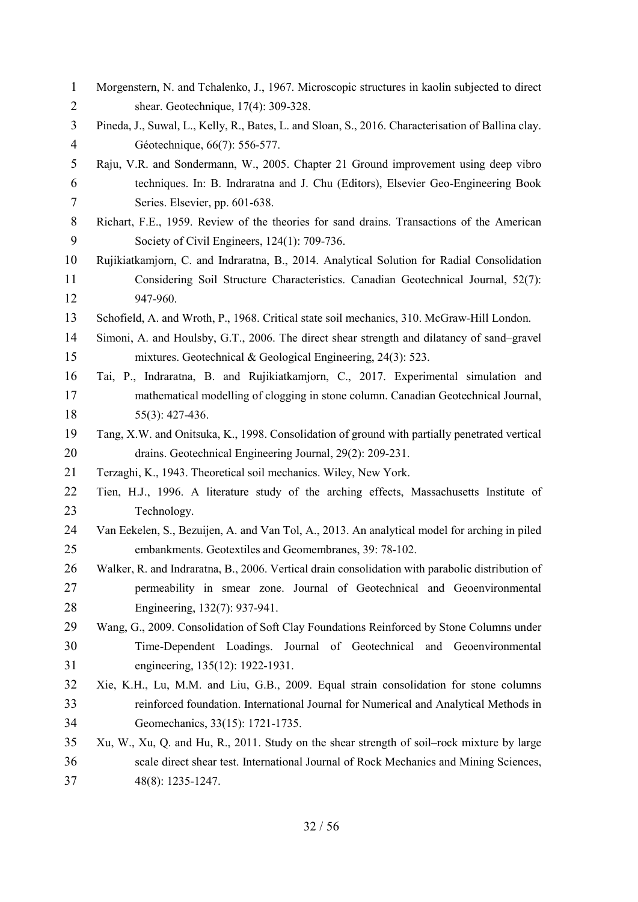Morgenstern, N. and Tchalenko, J., 1967. Microscopic structures in kaolin subjected to direct shear. Geotechnique, 17(4): 309-328.

Pineda, J., Suwal, L., Kelly, R., Bates, L. and Sloan, S., 2016. Characterisation of Ballina clay. Géotechnique, 66(7): 556-577.

Raju, V.R. and Sondermann, W., 2005. Chapter 21 Ground improvement using deep vibro techniques. In: B. Indraratna and J. Chu (Editors), Elsevier Geo-Engineering Book Series. Elsevier, pp. 601-638.

Richart, F.E., 1959. Review of the theories for sand drains. Transactions of the American Society of Civil Engineers, 124(1): 709-736.

Rujikiatkamjorn, C. and Indraratna, B., 2014. Analytical Solution for Radial Consolidation Considering Soil Structure Characteristics. Canadian Geotechnical Journal, 52(7): 947-960.

Schofield, A. and Wroth, P., 1968. Critical state soil mechanics, 310. McGraw-Hill London.

Simoni, A. and Houlsby, G.T., 2006. The direct shear strength and dilatancy of sand–gravel mixtures. Geotechnical & Geological Engineering, 24(3): 523.

Tai, P., Indraratna, B. and Rujikiatkamjorn, C., 2017. Experimental simulation and mathematical modelling of clogging in stone column. Canadian Geotechnical Journal, 55(3): 427-436.

Tang, X.W. and Onitsuka, K., 1998. Consolidation of ground with partially penetrated vertical drains. Geotechnical Engineering Journal, 29(2): 209-231.

Terzaghi, K., 1943. Theoretical soil mechanics. Wiley, New York.

Tien, H.J., 1996. A literature study of the arching effects, Massachusetts Institute of Technology.

Van Eekelen, S., Bezuijen, A. and Van Tol, A., 2013. An analytical model for arching in piled embankments. Geotextiles and Geomembranes, 39: 78-102.

Walker, R. and Indraratna, B., 2006. Vertical drain consolidation with parabolic distribution of permeability in smear zone. Journal of Geotechnical and Geoenvironmental Engineering, 132(7): 937-941.

Wang, G., 2009. Consolidation of Soft Clay Foundations Reinforced by Stone Columns under Time-Dependent Loadings. Journal of Geotechnical and Geoenvironmental engineering, 135(12): 1922-1931.

Xie, K.H., Lu, M.M. and Liu, G.B., 2009. Equal strain consolidation for stone columns reinforced foundation. International Journal for Numerical and Analytical Methods in Geomechanics, 33(15): 1721-1735.

Xu, W., Xu, Q. and Hu, R., 2011. Study on the shear strength of soil–rock mixture by large scale direct shear test. International Journal of Rock Mechanics and Mining Sciences, 48(8): 1235-1247.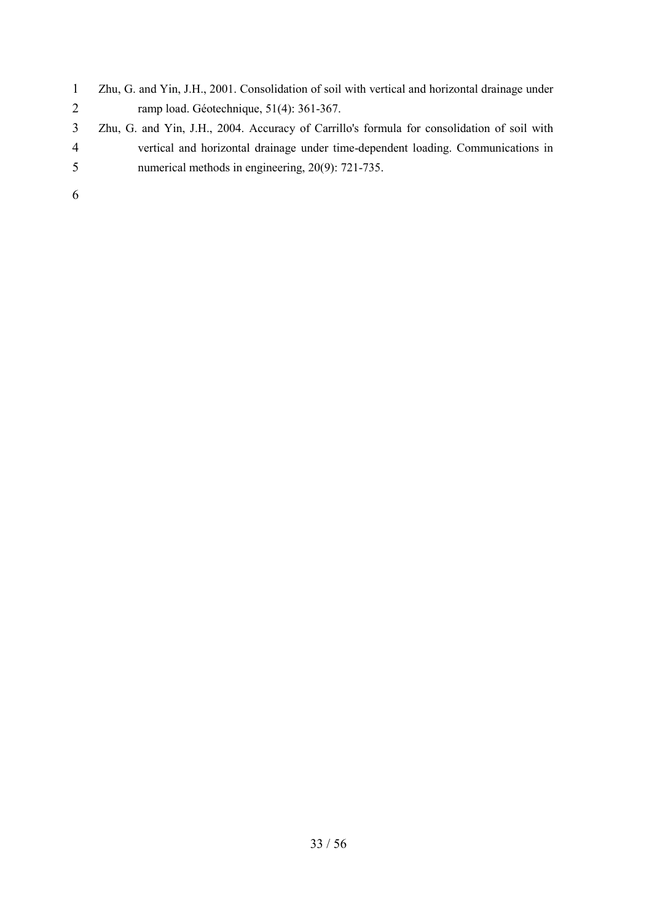Zhu, G. and Yin, J.H., 2001. Consolidation of soil with vertical and horizontal drainage under ramp load. Géotechnique, 51(4): 361-367.

Zhu, G. and Yin, J.H., 2004. Accuracy of Carrillo's formula for consolidation of soil with vertical and horizontal drainage under time-dependent loading. Communications in numerical methods in engineering, 20(9): 721-735.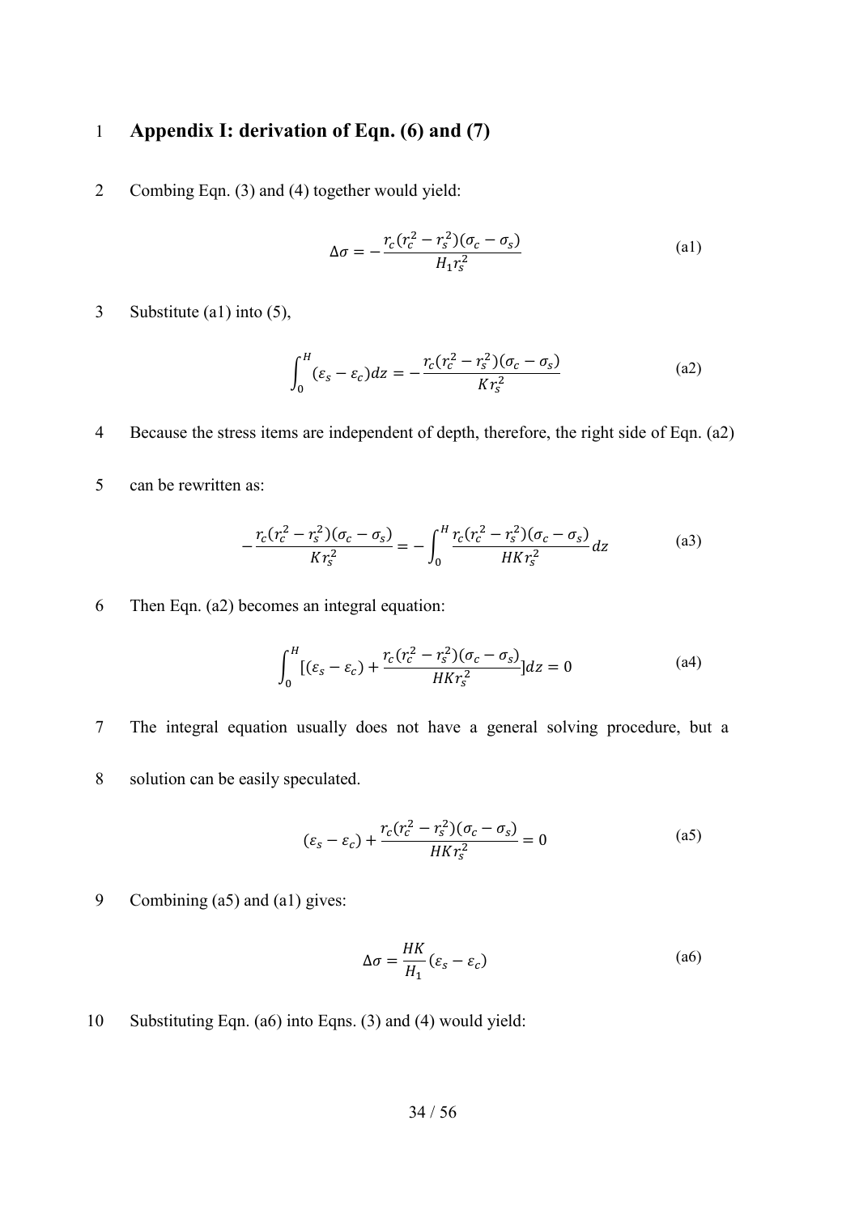# Appendix I: derivation of Eqn. (6) and (7)

Combing Eqn. (3) and (4) together would yield:

$$\Delta\sigma = -\frac{r_c(r_c^2 - r_s^2)(\sigma_c - \sigma_s)}{H_1 r_s^2} \tag{a1}$$

Substitute (a1) into (5),

$$\int_0^H (\varepsilon_s - \varepsilon_c)dz = -\frac{r_c(r_c^2 - r_s^2)(\sigma_c - \sigma_s)}{K r_s^2} \tag{a2}$$

Because the stress items are independent of depth, therefore, the right side of Eqn. (a2) can be rewritten as:

$$-\frac{r_c(r_c^2 - r_s^2)(\sigma_c - \sigma_s)}{K r_s^2} = -\int_0^H \frac{r_c(r_c^2 - r_s^2)(\sigma_c - \sigma_s)}{HK r_s^2} dz \tag{a3}$$

Then Eqn. (a2) becomes an integral equation:

$$\int_0^H [(\varepsilon_s - \varepsilon_c) + \frac{r_c(r_c^2 - r_s^2)(\sigma_c - \sigma_s)}{HK r_s^2}]dz = 0 \tag{a4}$$

The integral equation usually does not have a general solving procedure, but a solution can be easily speculated.

$$(\varepsilon_s - \varepsilon_c) + \frac{r_c(r_c^2 - r_s^2)(\sigma_c - \sigma_s)}{HK r_s^2} = 0 \tag{a5}$$

Combining (a5) and (a1) gives:

$$\Delta\sigma = \frac{HK}{H_1}(\varepsilon_s - \varepsilon_c) \tag{a6}$$

Substituting Eqn. (a6) into Eqns. (3) and (4) would yield: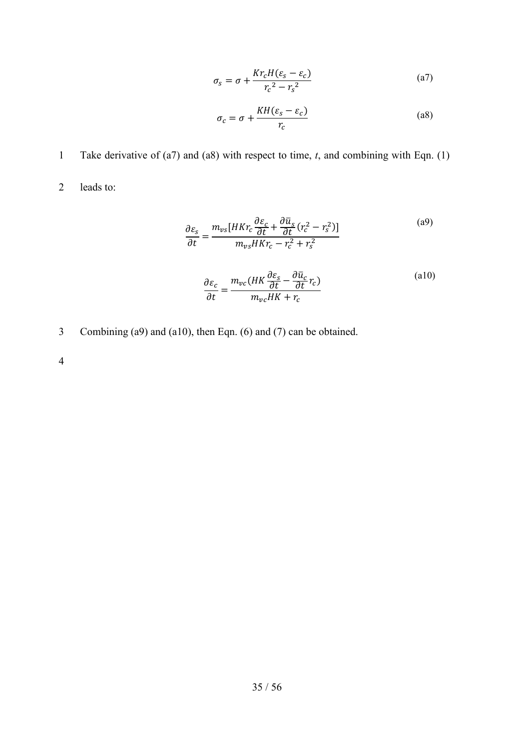$$\sigma_s = \sigma + \frac{K r_c H(\varepsilon_s - \varepsilon_c)}{{r_c}^2 - {r_s}^2} \tag{a7}$$

$$\sigma_c = \sigma + \frac{K H(\varepsilon_s - \varepsilon_c)}{r_c} \tag{a8}$$

Take derivative of (a7) and (a8) with respect to time, *t*, and combining with Eqn. (1) leads to:

$$\frac{\partial \varepsilon_s}{\partial t} = \frac{m_{vs}[HKr_c \frac{\partial \varepsilon_c}{\partial t} + \frac{\partial \bar{u}_s}{\partial t}(r_c^2 - r_s^2)]}{m_{vs}HKr_c - r_c^2 + r_s^2} \tag{a9}$$

$$\frac{\partial \varepsilon_c}{\partial t} = \frac{m_{vc}(HK \frac{\partial \varepsilon_s}{\partial t} - \frac{\partial \bar{u}_c}{\partial t} r_c)}{m_{vc}HK + r_c} \tag{a10}$$

Combining (a9) and (a10), then Eqn. (6) and (7) can be obtained.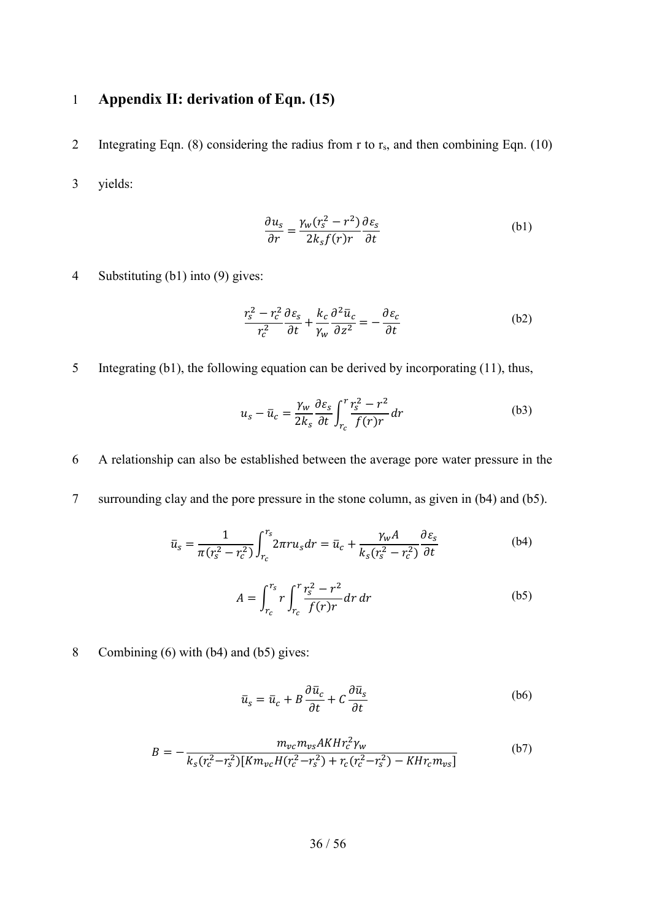# Appendix II: derivation of Eqn. (15)

Integrating Eqn. (8) considering the radius from r to $r_s$, and then combining Eqn. (10) yields:

$$\frac{\partial u_s}{\partial r} = \frac{\gamma_w (r_s^2 - r^2)}{2k_s f(r) r} \frac{\partial \varepsilon_s}{\partial t} \tag{b1}$$

Substituting (b1) into (9) gives:

$$\frac{r_s^2 - r_c^2}{r_c^2} \frac{\partial \varepsilon_s}{\partial t} + \frac{k_c}{\gamma_w} \frac{\partial^2 \bar{u}_c}{\partial z^2} = -\frac{\partial \varepsilon_c}{\partial t} \tag{b2}$$

Integrating (b1), the following equation can be derived by incorporating (11), thus,

$$u_s - \bar{u}_c = \frac{\gamma_w}{2k_s} \frac{\partial \varepsilon_s}{\partial t} \int_{r_c}^{r} \frac{r_s^2 - r^2}{f(r) r} dr \tag{b3}$$

A relationship can also be established between the average pore water pressure in the surrounding clay and the pore pressure in the stone column, as given in (b4) and (b5).

$$\bar{u}_s = \frac{1}{\pi (r_s^2 - r_c^2)} \int_{r_c}^{r_s} 2\pi r u_s dr = \bar{u}_c + \frac{\gamma_w A}{k_s (r_s^2 - r_c^2)} \frac{\partial \varepsilon_s}{\partial t} \tag{b4}$$

$$A = \int_{r_c}^{r_s} r \int_{r_c}^{r} \frac{r_s^2 - r^2}{f(r) r} dr\, dr \tag{b5}$$

Combining (6) with (b4) and (b5) gives:

$$\bar{u}_s = \bar{u}_c + B \frac{\partial \bar{u}_c}{\partial t} + C \frac{\partial \bar{u}_s}{\partial t} \tag{b6}$$

$$B = -\frac{m_{vc} m_{vs} A K H r_c^2 \gamma_w}{k_s (r_c^2 - r_s^2)[K m_{vc} H (r_c^2 - r_s^2) + r_c (r_c^2 - r_s^2) - K H r_c m_{vs}]} \tag{b7}$$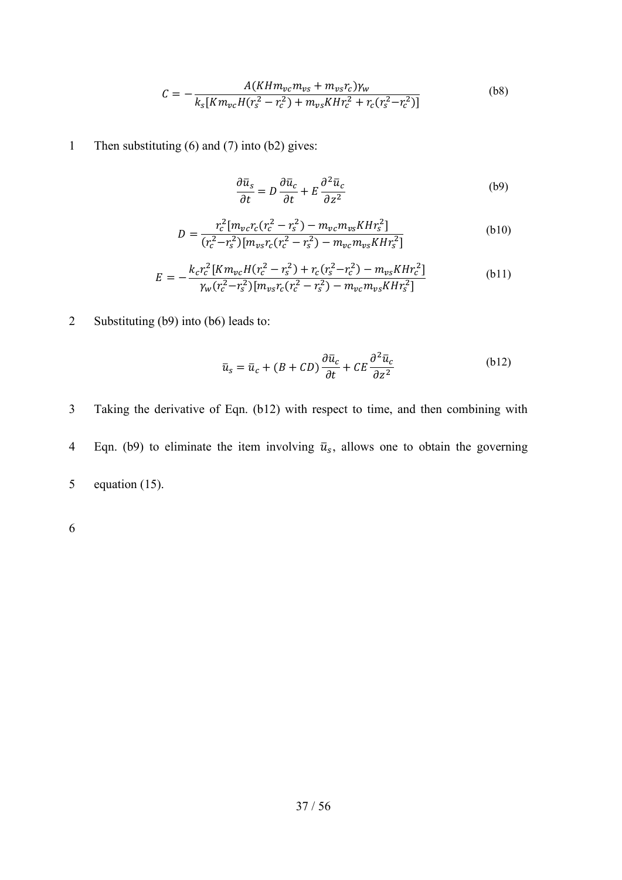$$C = -\frac{A(KHm_{vc}m_{vs} + m_{vs}r_c)\gamma_w}{k_s[Km_{vc}H(r_s^2 - r_c^2) + m_{vs}KHr_c^2 + r_c(r_s^2 - r_c^2)]} \tag{b8}$$

Then substituting (6) and (7) into (b2) gives:

$$\frac{\partial \bar{u}_s}{\partial t} = D\frac{\partial \bar{u}_c}{\partial t} + E\frac{\partial^2 \bar{u}_c}{\partial z^2} \tag{b9}$$

$$D = \frac{r_c^2[m_{vc}r_c(r_c^2 - r_s^2) - m_{vc}m_{vs}KHr_s^2]}{(r_c^2 - r_s^2)[m_{vs}r_c(r_c^2 - r_s^2) - m_{vc}m_{vs}KHr_s^2]} \tag{b10}$$

$$E = -\frac{k_c r_c^2[Km_{vc}H(r_c^2 - r_s^2) + r_c(r_s^2 - r_c^2) - m_{vs}KHr_c^2]}{\gamma_w(r_c^2 - r_s^2)[m_{vs}r_c(r_c^2 - r_s^2) - m_{vc}m_{vs}KHr_s^2]} \tag{b11}$$

Substituting (b9) into (b6) leads to:

$$\bar{u}_s = \bar{u}_c + (B + CD)\frac{\partial \bar{u}_c}{\partial t} + CE\frac{\partial^2 \bar{u}_c}{\partial z^2} \tag{b12}$$

Taking the derivative of Eqn. (b12) with respect to time, and then combining with Eqn. (b9) to eliminate the item involving $\bar{u}_s$, allows one to obtain the governing equation (15).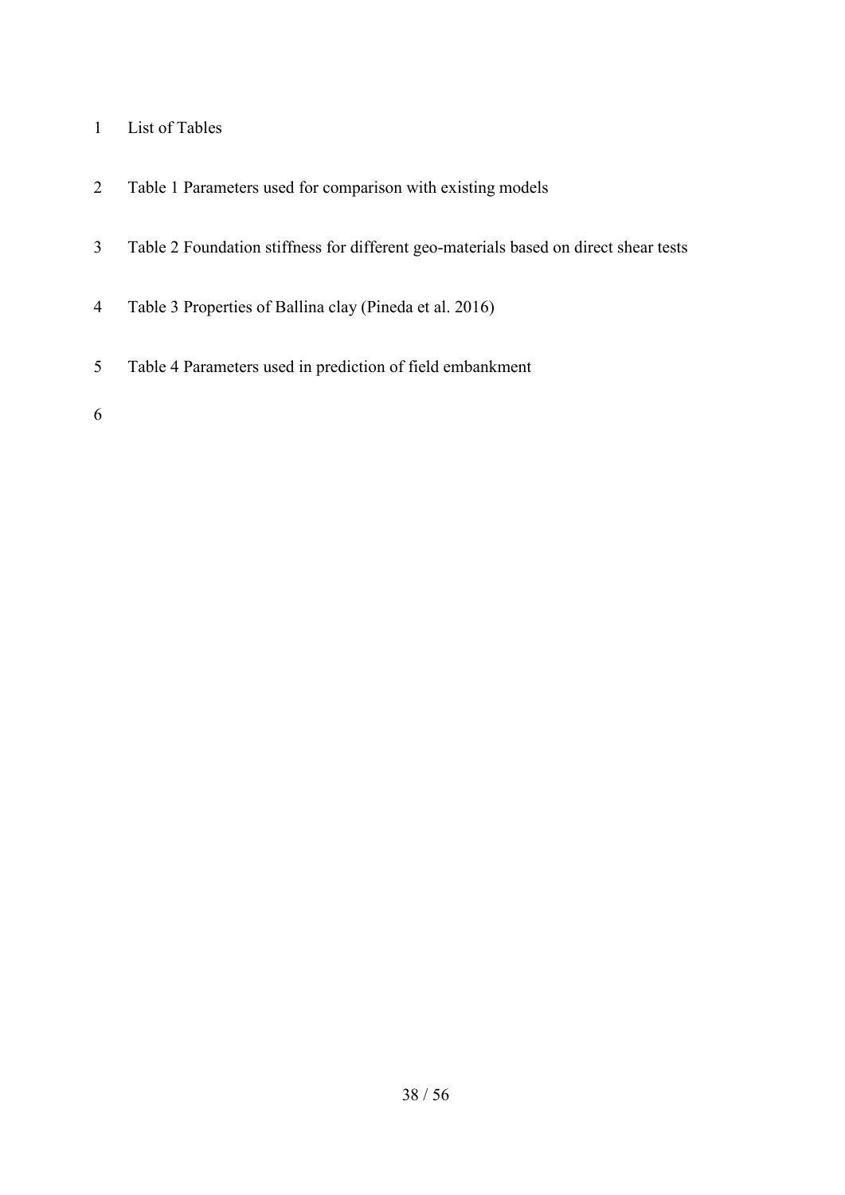# List of Tables

Table 1 Parameters used for comparison with existing models

Table 2 Foundation stiffness for different geo-materials based on direct shear tests

Table 3 Properties of Ballina clay (Pineda et al. 2016)

Table 4 Parameters used in prediction of field embankment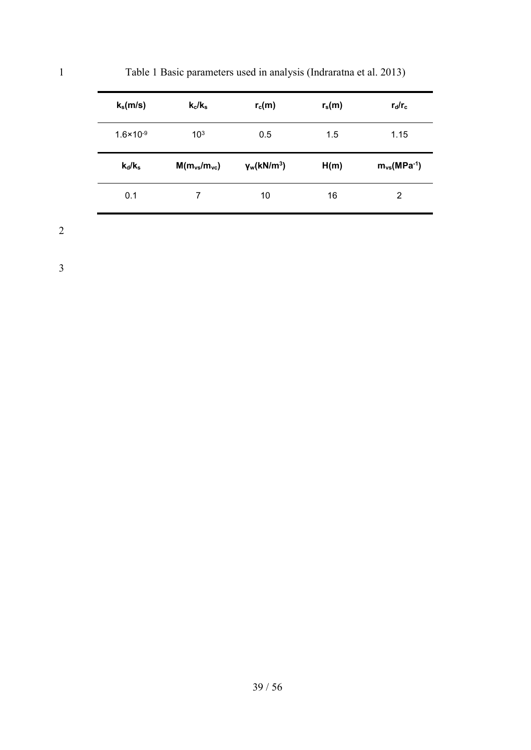Table 1 Basic parameters used in analysis (Indraratna et al. 2013)

| $k_s$(m/s) | $k_c/k_s$ | $r_c$(m) | $r_s$(m) | $r_d/r_c$ |
|---|---|---|---|---|
| $1.6\times10^{-9}$ | $10^3$ | 0.5 | 1.5 | 1.15 |
| **$k_d/k_s$** | **$M(m_{vs}/m_{vc})$** | **$\gamma_w$(kN/m$^3$)** | **H(m)** | **$m_{vs}$(MPa$^{-1}$)** |
| 0.1 | 7 | 10 | 16 | 2 |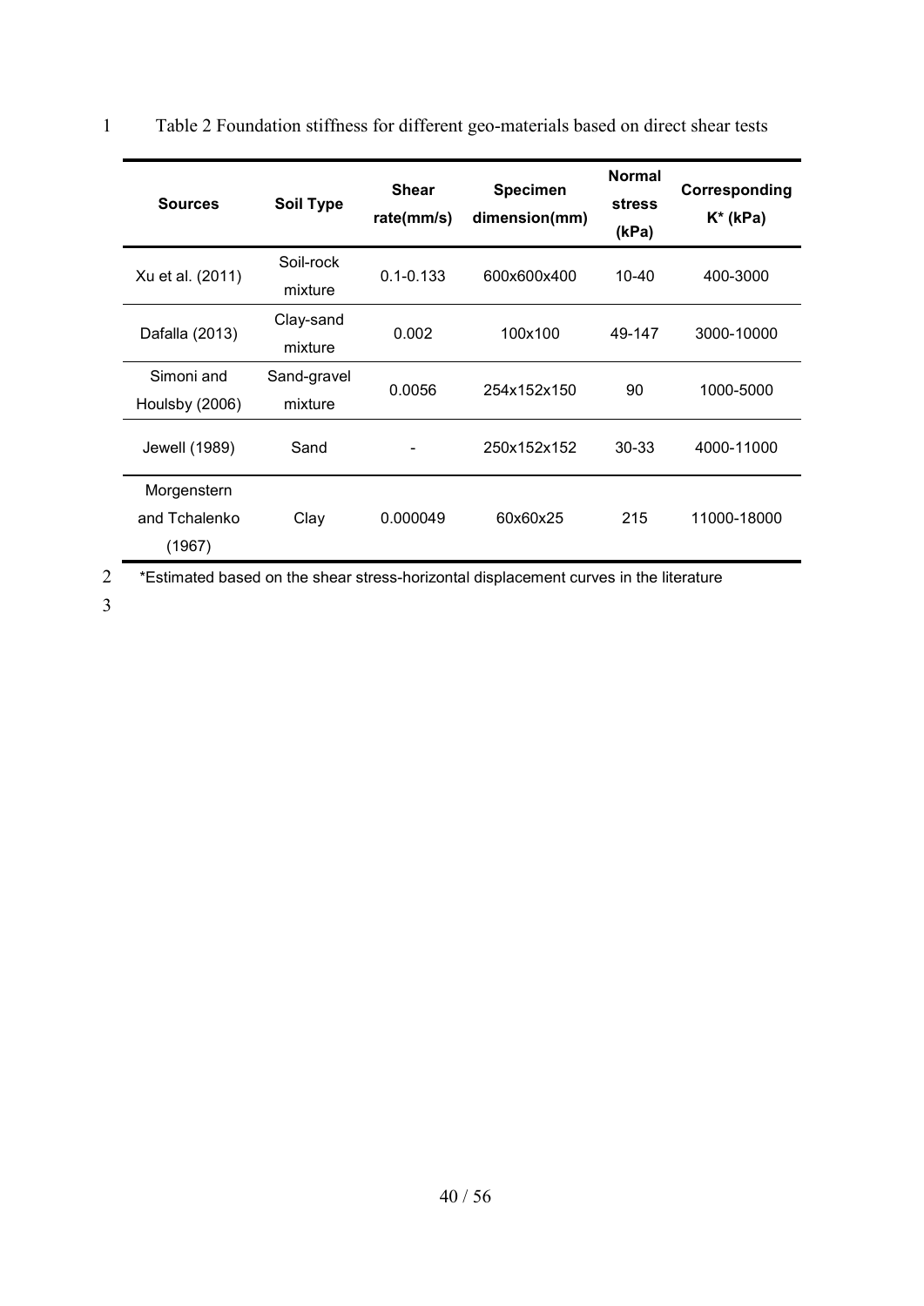Table 2 Foundation stiffness for different geo-materials based on direct shear tests

| Sources | Soil Type | Shear rate(mm/s) | Specimen dimension(mm) | Normal stress (kPa) | Corresponding K* (kPa) |
|---|---|---|---|---|---|
| Xu et al. (2011) | Soil-rock mixture | 0.1-0.133 | 600x600x400 | 10-40 | 400-3000 |
| Dafalla (2013) | Clay-sand mixture | 0.002 | 100x100 | 49-147 | 3000-10000 |
| Simoni and Houlsby (2006) | Sand-gravel mixture | 0.0056 | 254x152x150 | 90 | 1000-5000 |
| Jewell (1989) | Sand | - | 250x152x152 | 30-33 | 4000-11000 |
| Morgenstern and Tchalenko (1967) | Clay | 0.000049 | 60x60x25 | 215 | 11000-18000 |

*Estimated based on the shear stress-horizontal displacement curves in the literature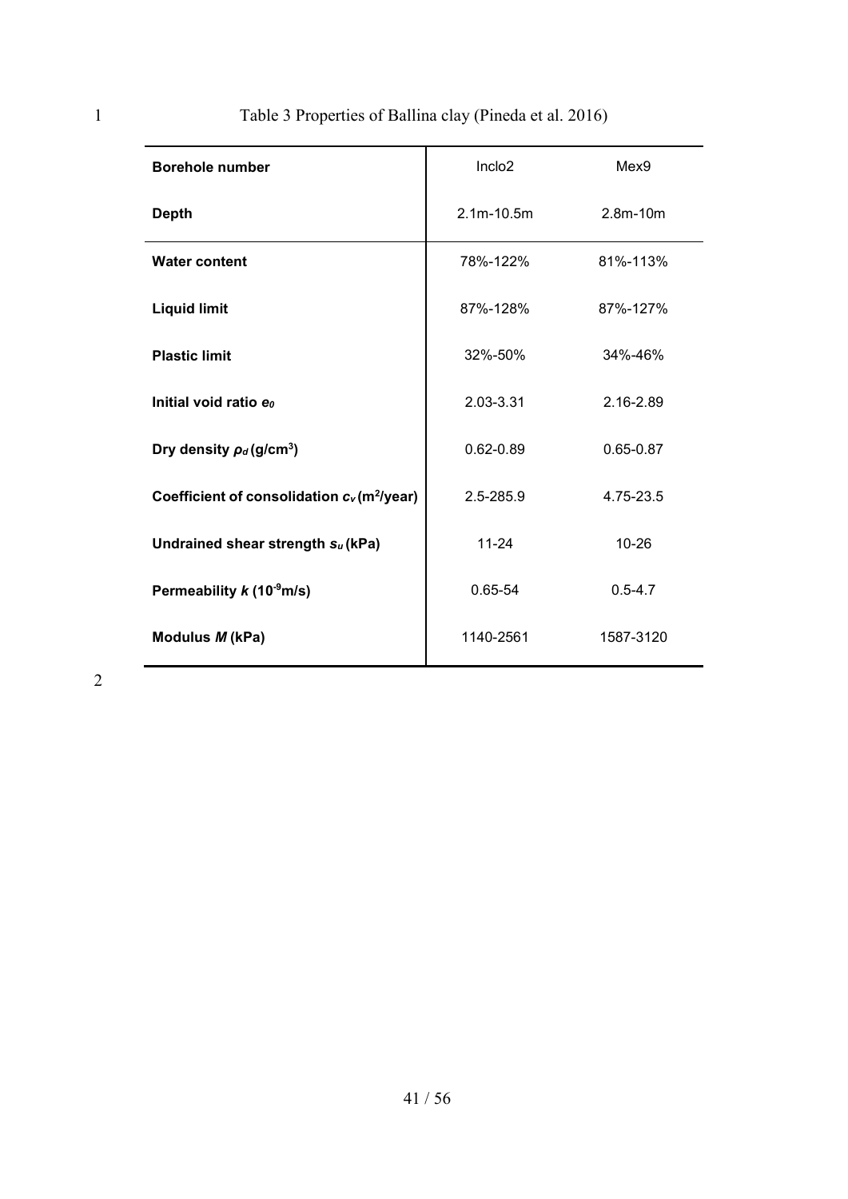Table 3 Properties of Ballina clay (Pineda et al. 2016)

| **Borehole number** | Inclo2 | Mex9 |
|---|---|---|
| **Depth** | 2.1m-10.5m | 2.8m-10m |
| **Water content** | 78%-122% | 81%-113% |
| **Liquid limit** | 87%-128% | 87%-127% |
| **Plastic limit** | 32%-50% | 34%-46% |
| **Initial void ratio $e_0$** | 2.03-3.31 | 2.16-2.89 |
| **Dry density $\rho_d$ (g/cm$^3$)** | 0.62-0.89 | 0.65-0.87 |
| **Coefficient of consolidation $c_v$ (m$^2$/year)** | 2.5-285.9 | 4.75-23.5 |
| **Undrained shear strength $s_u$ (kPa)** | 11-24 | 10-26 |
| **Permeability $k$ (10$^{-9}$m/s)** | 0.65-54 | 0.5-4.7 |
| **Modulus $M$ (kPa)** | 1140-2561 | 1587-3120 |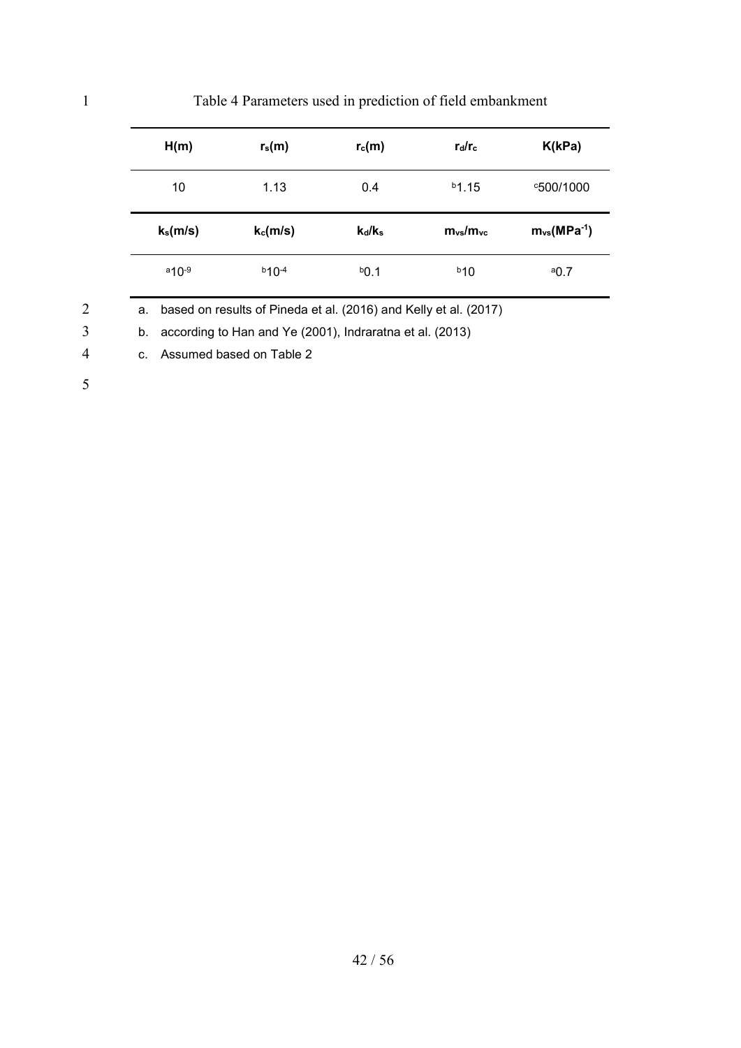Table 4 Parameters used in prediction of field embankment

| $H$(m) | $r_s$(m) | $r_c$(m) | $r_d/r_c$ | $K$(kPa) |
|---|---|---|---|---|
| 10 | 1.13 | 0.4 | [b]1.15 | [c]500/1000 |
| $k_s$(m/s) | $k_c$(m/s) | $k_d/k_s$ | $m_{vs}/m_{vc}$ | $m_{vs}$($MPa^{-1}$) |
| [a]$10^{-9}$ | [b]$10^{-4}$ | [b]0.1 | [b]10 | [a]0.7 |

a. based on results of Pineda et al. (2016) and Kelly et al. (2017)

b. according to Han and Ye (2001), Indraratna et al. (2013)

c. Assumed based on Table 2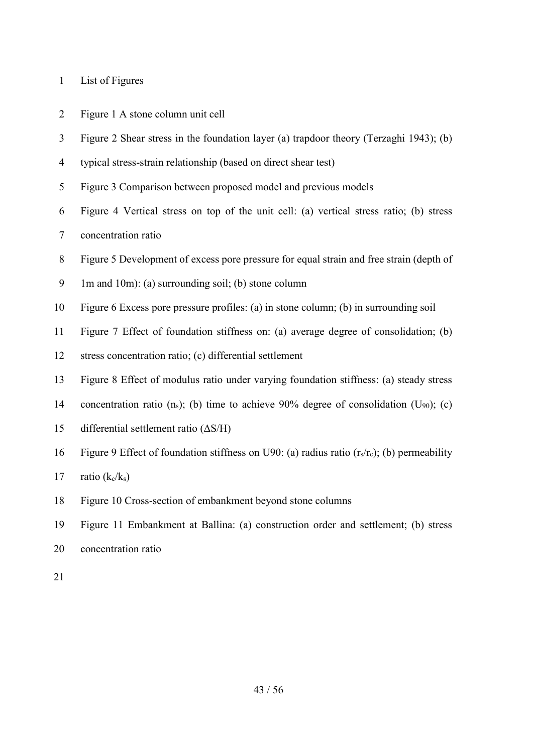List of Figures

Figure 1 A stone column unit cell

Figure 2 Shear stress in the foundation layer (a) trapdoor theory (Terzaghi 1943); (b) typical stress-strain relationship (based on direct shear test)

Figure 3 Comparison between proposed model and previous models

Figure 4 Vertical stress on top of the unit cell: (a) vertical stress ratio; (b) stress concentration ratio

Figure 5 Development of excess pore pressure for equal strain and free strain (depth of 1m and 10m): (a) surrounding soil; (b) stone column

Figure 6 Excess pore pressure profiles: (a) in stone column; (b) in surrounding soil

Figure 7 Effect of foundation stiffness on: (a) average degree of consolidation; (b) stress concentration ratio; (c) differential settlement

Figure 8 Effect of modulus ratio under varying foundation stiffness: (a) steady stress concentration ratio ($n_s$); (b) time to achieve 90% degree of consolidation ($U_{90}$); (c) differential settlement ratio ($\Delta S/H$)

Figure 9 Effect of foundation stiffness on U90: (a) radius ratio ($r_s/r_c$); (b) permeability ratio ($k_c/k_s$)

Figure 10 Cross-section of embankment beyond stone columns

Figure 11 Embankment at Ballina: (a) construction order and settlement; (b) stress concentration ratio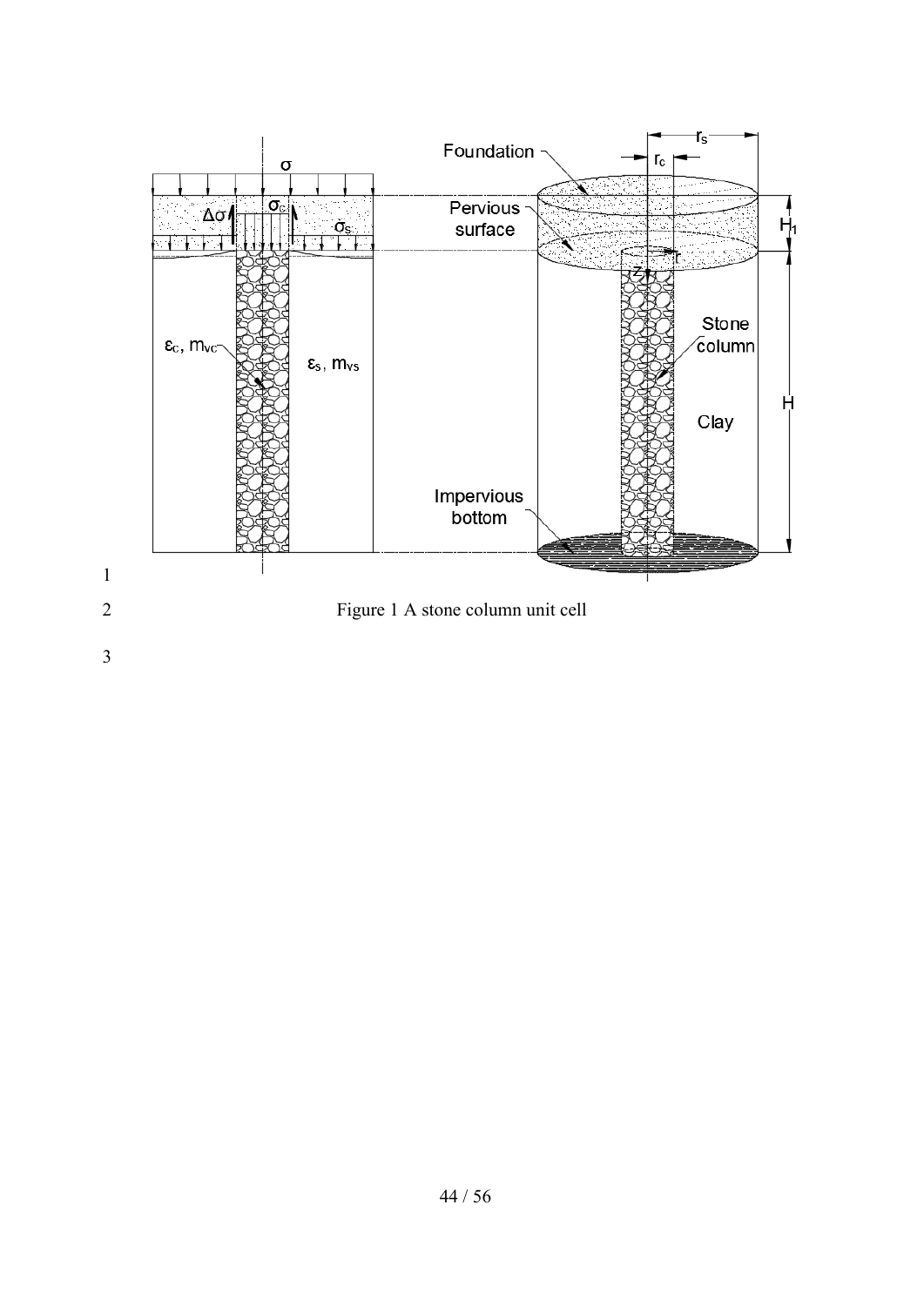Figure 1 A stone column unit cell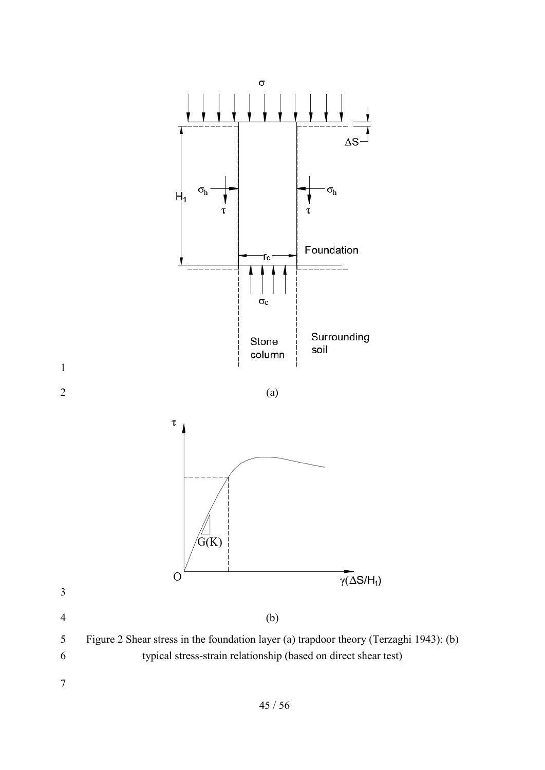(a)

(b)

Figure 2 Shear stress in the foundation layer (a) trapdoor theory (Terzaghi 1943); (b) typical stress-strain relationship (based on direct shear test)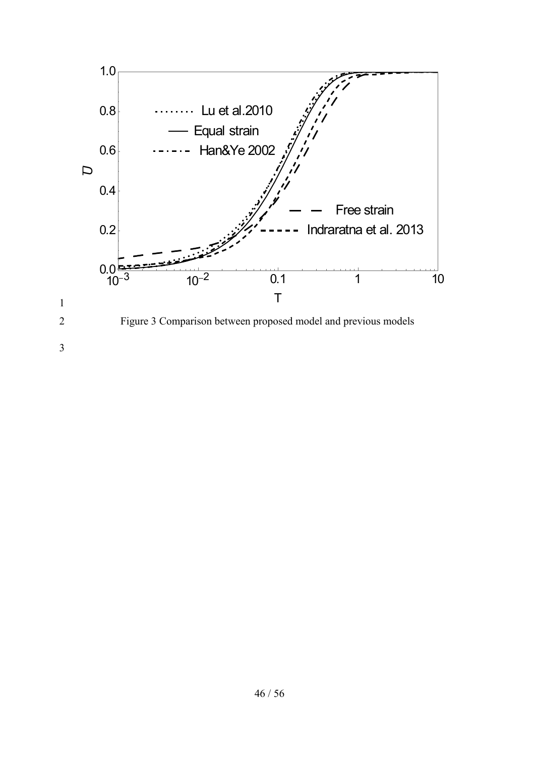Figure 3 Comparison between proposed model and previous models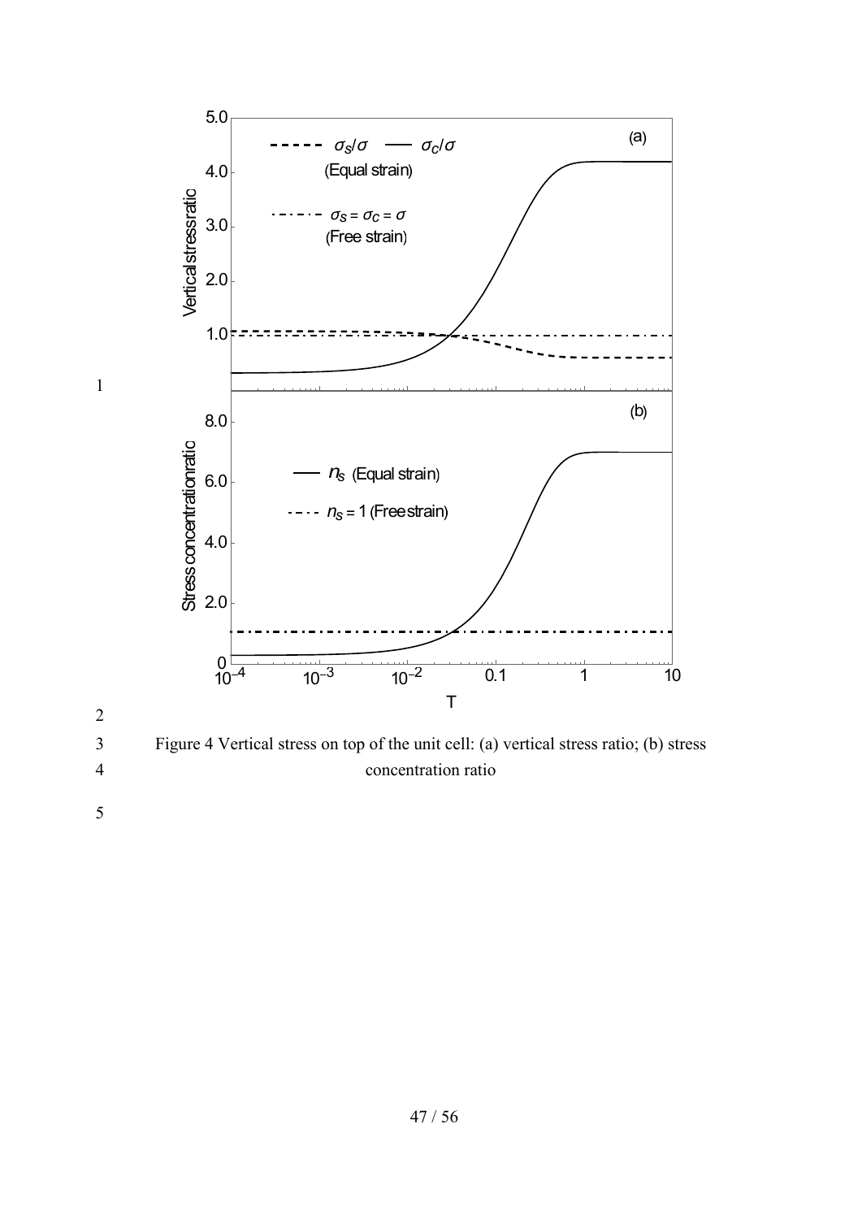Figure 4 Vertical stress on top of the unit cell: (a) vertical stress ratio; (b) stress concentration ratio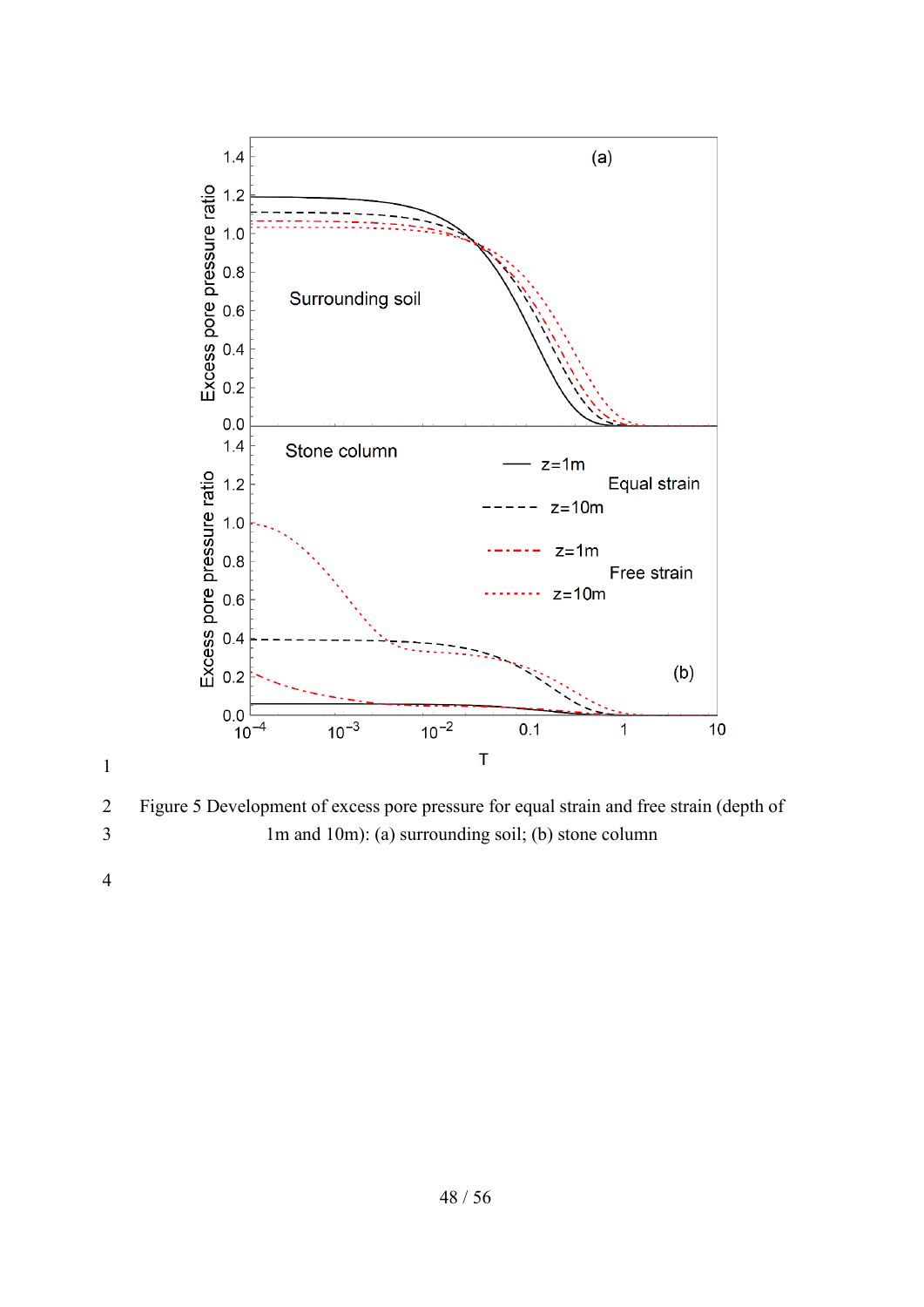Figure 5 Development of excess pore pressure for equal strain and free strain (depth of 1m and 10m): (a) surrounding soil; (b) stone column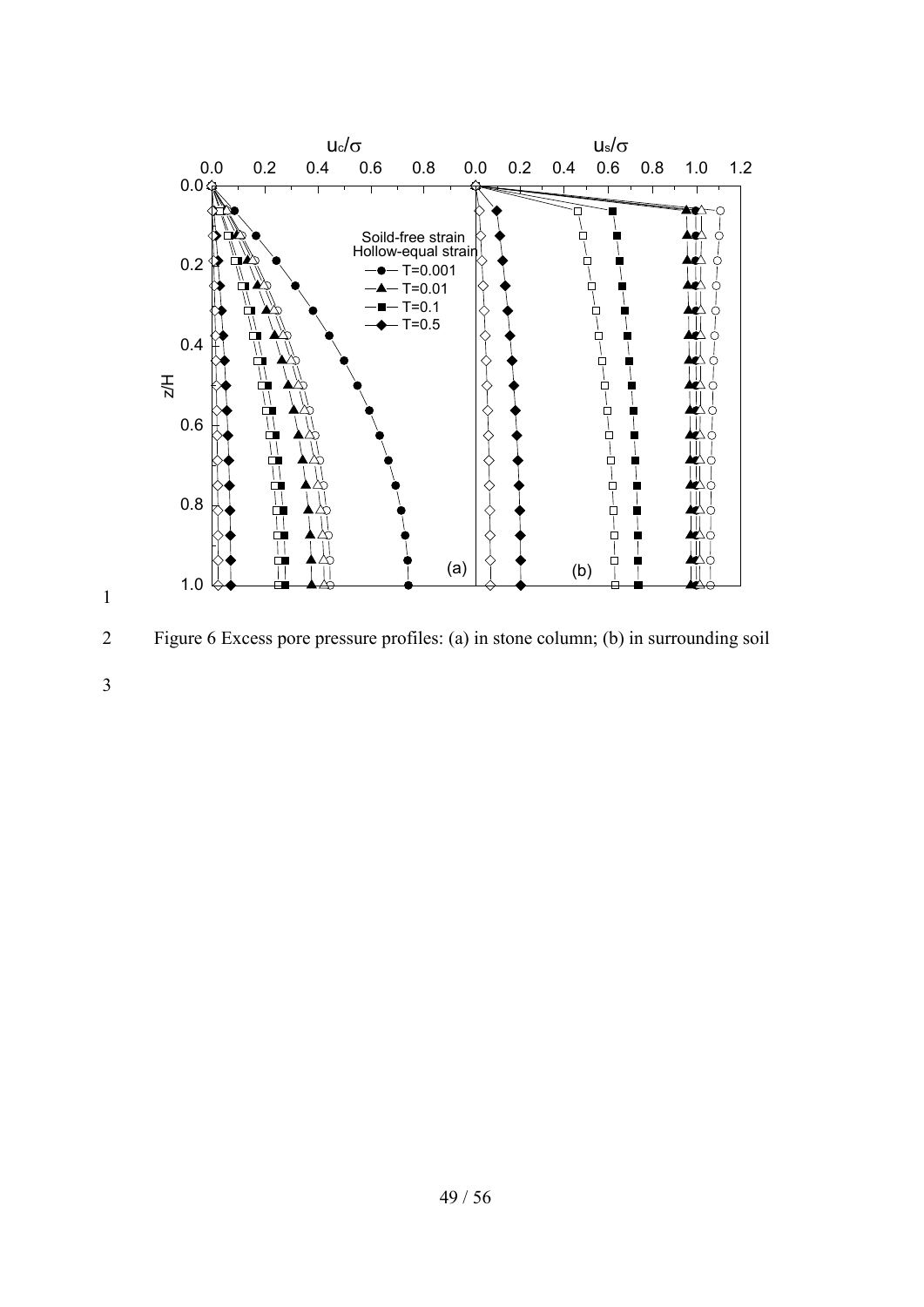Figure 6 Excess pore pressure profiles: (a) in stone column; (b) in surrounding soil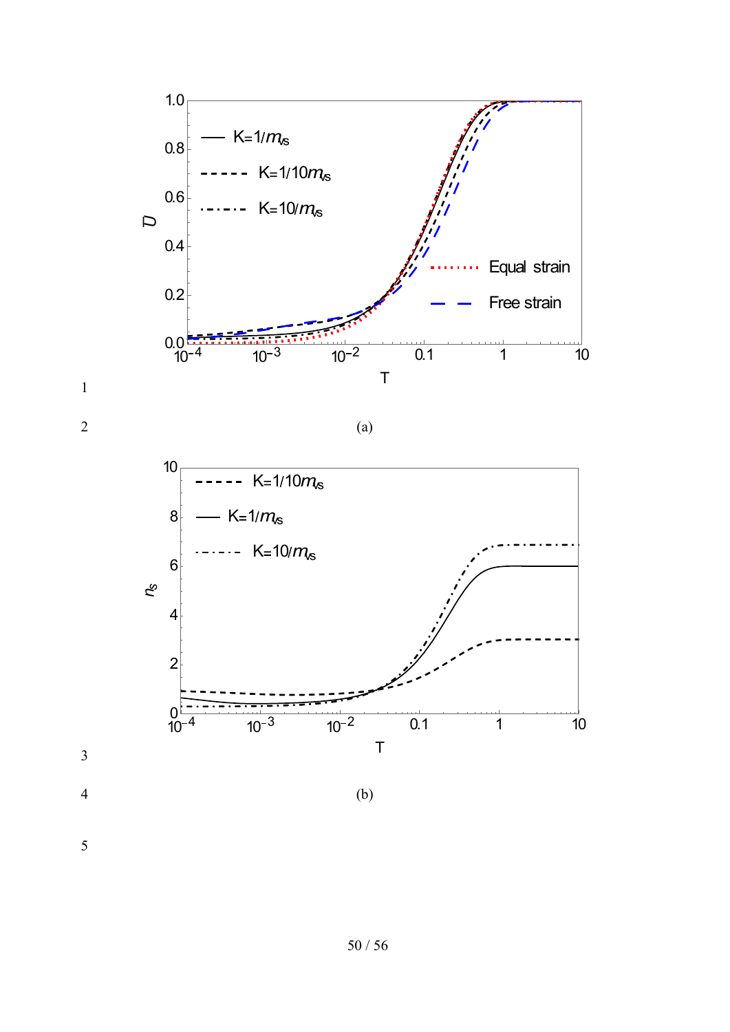(a)

(b)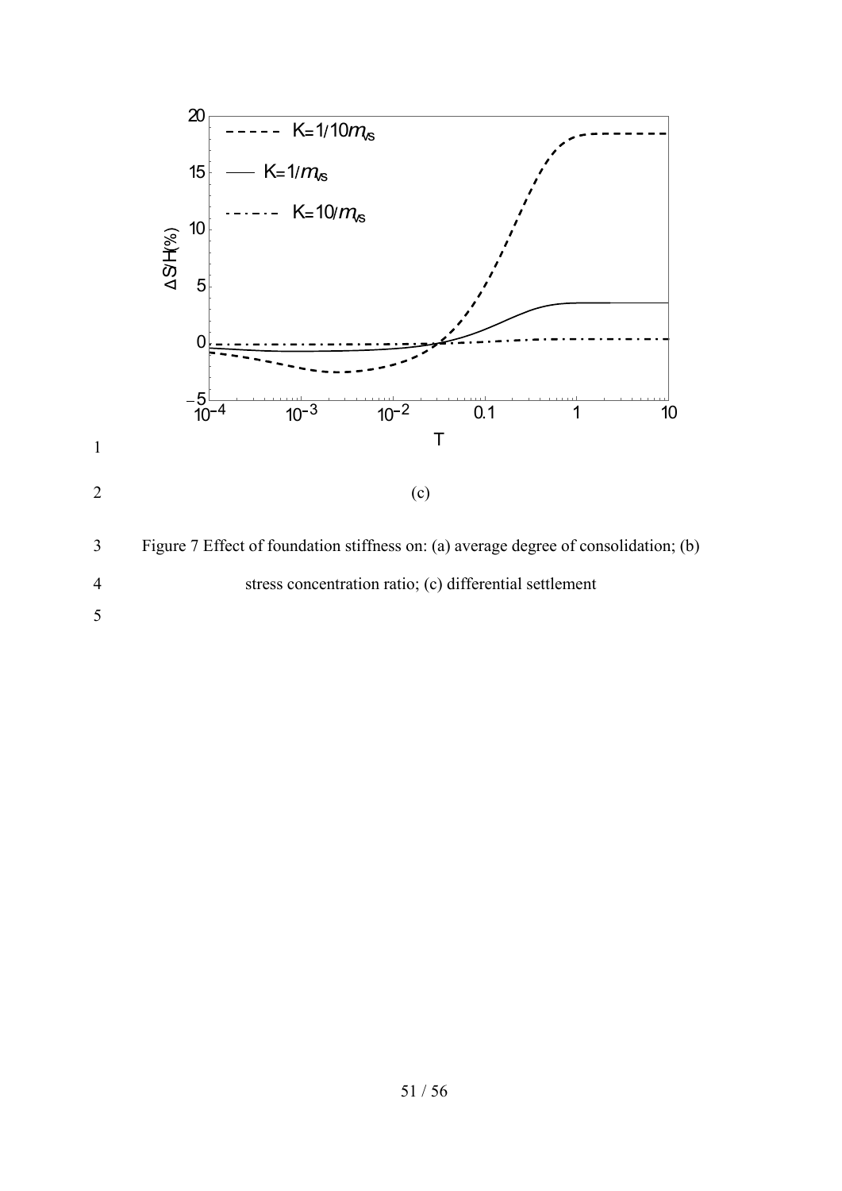(c)

Figure 7 Effect of foundation stiffness on: (a) average degree of consolidation; (b) stress concentration ratio; (c) differential settlement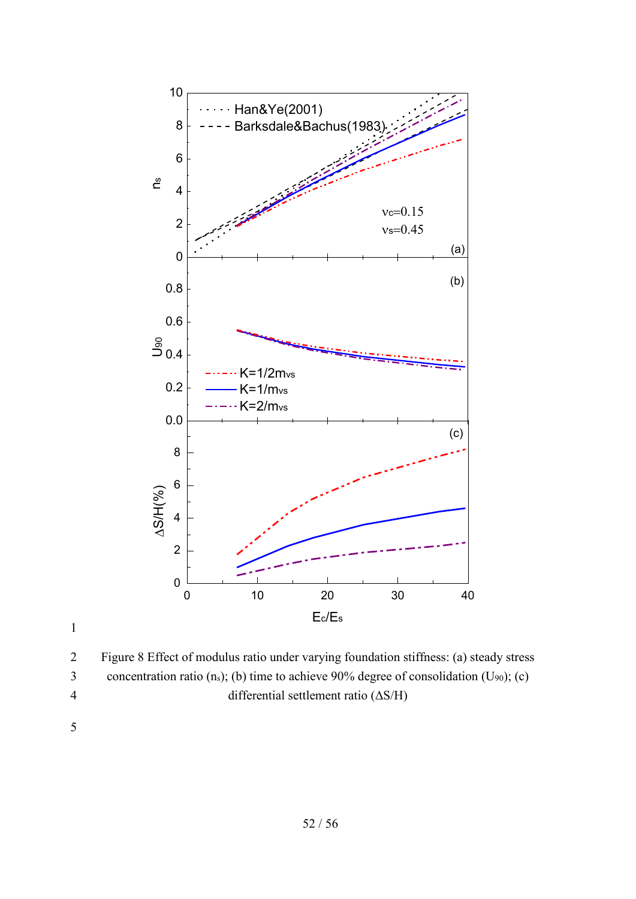Figure 8 Effect of modulus ratio under varying foundation stiffness: (a) steady stress concentration ratio ($n_s$); (b) time to achieve 90% degree of consolidation ($U_{90}$); (c) differential settlement ratio ($\Delta S/H$)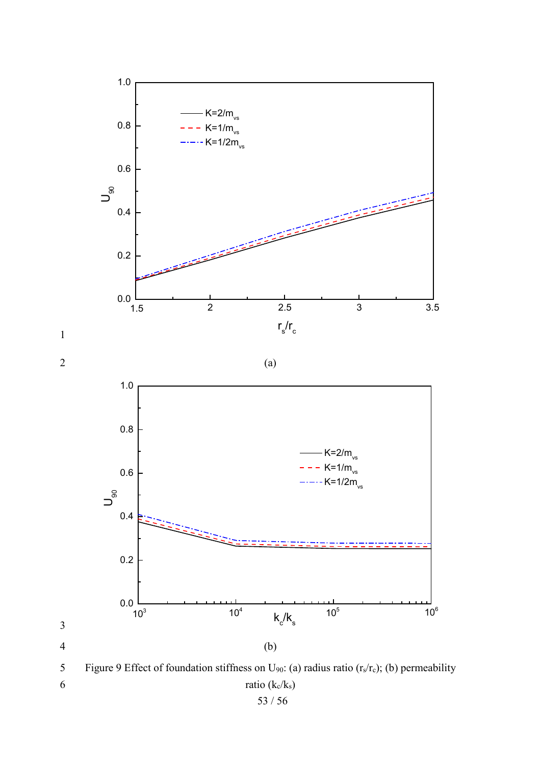(a)

(b)

Figure 9 Effect of foundation stiffness on $U_{90}$: (a) radius ratio ($r_s/r_c$); (b) permeability ratio ($k_c/k_s$)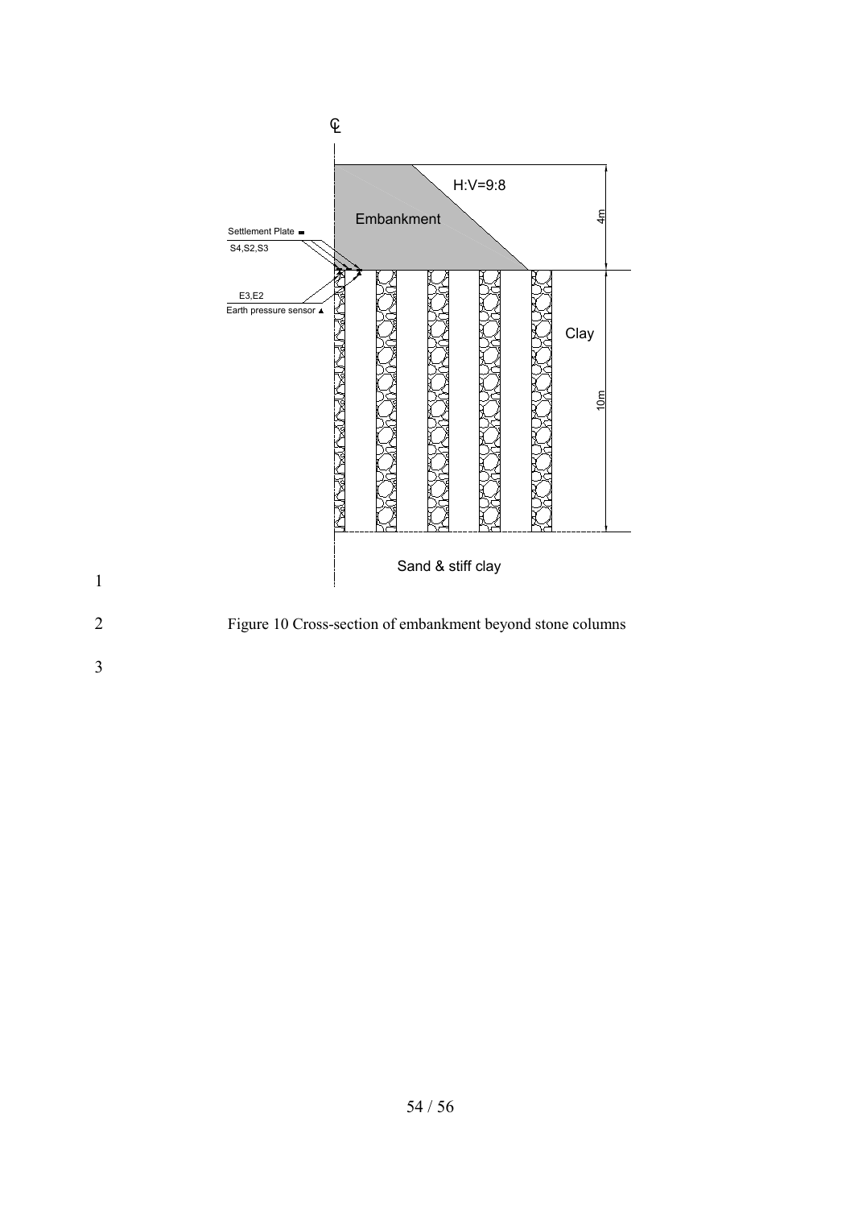Figure 10 Cross-section of embankment beyond stone columns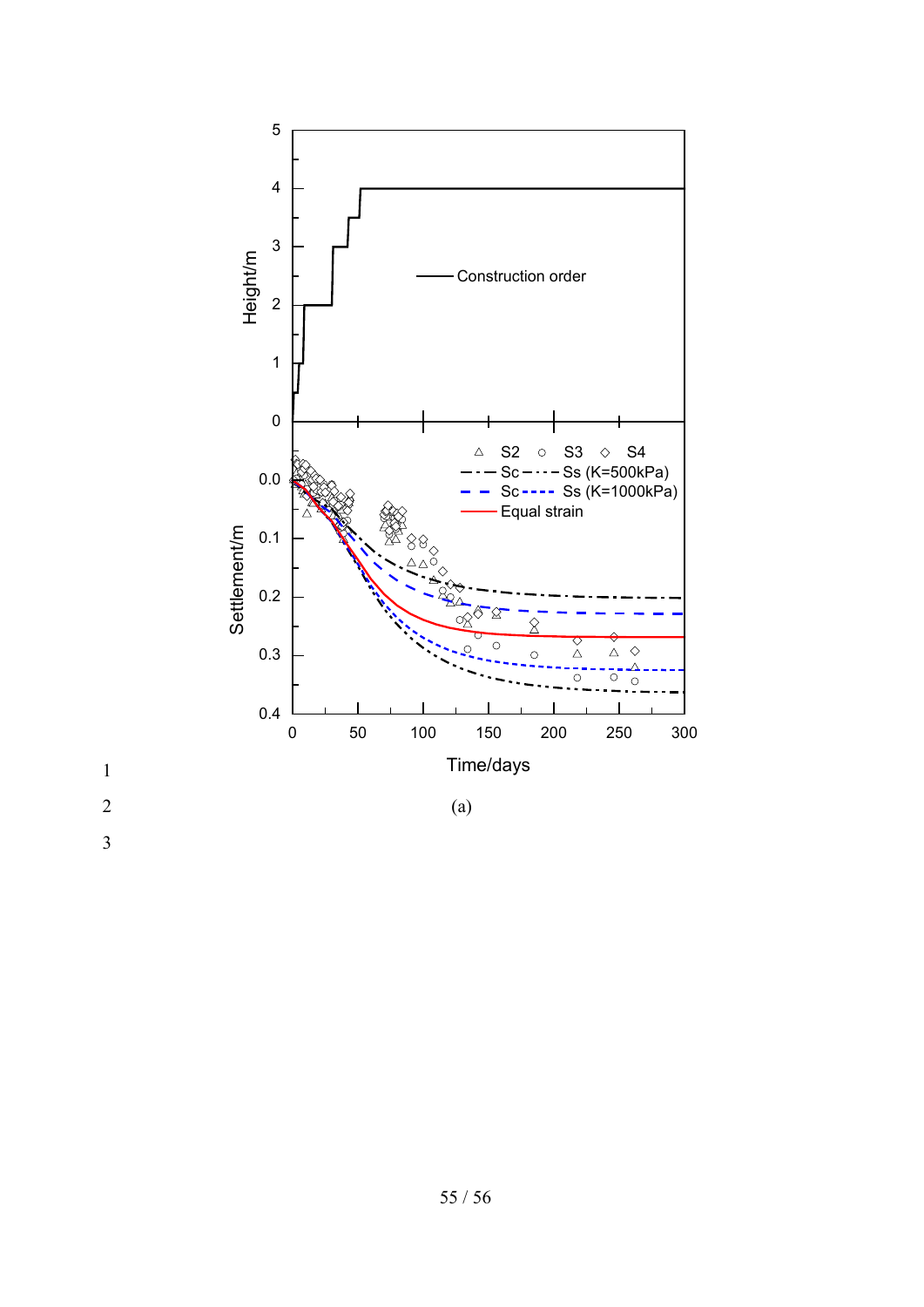(a)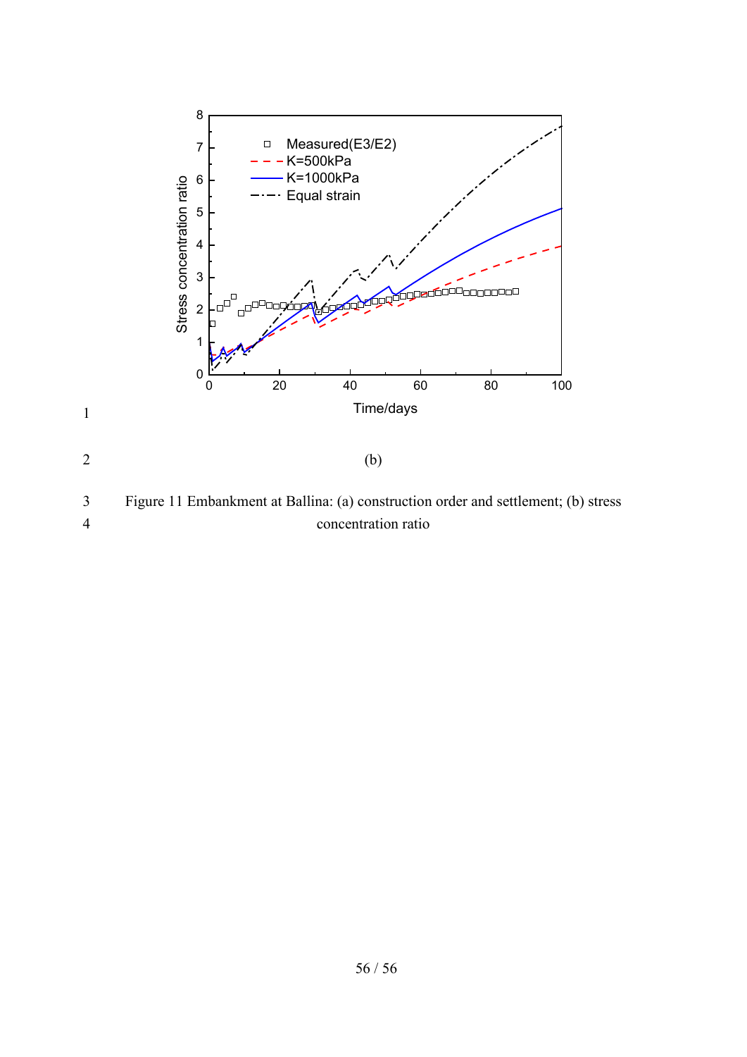Stress concentration ratio

8
7
6
5
4
3
2
1
0

0
20
40
60
80
100

Time/days

Measured(E3/E2)
K=500kPa
K=1000kPa
Equal strain

(b)

Figure 11 Embankment at Ballina: (a) construction order and settlement; (b) stress concentration ratio